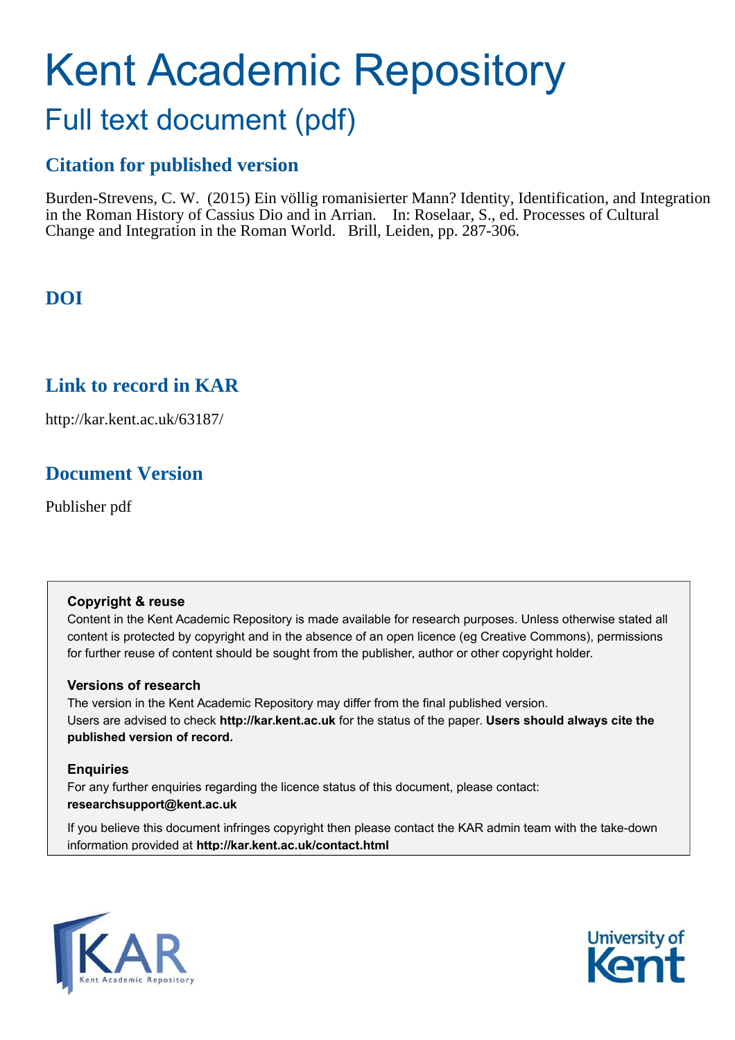# Kent Academic Repository

## Full text document (pdf)

### Citation for published version

Burden-Strevens, C. W. (2015) Ein völlig romanisierter Mann? Identity, Identification, and Integration in the Roman History of Cassius Dio and in Arrian. In: Roselaar, S., ed. Processes of Cultural Change and Integration in the Roman World. Brill, Leiden, pp. 287-306.

### DOI

### Link to record in KAR

http://kar.kent.ac.uk/63187/

### Document Version

Publisher pdf

**Copyright & reuse**

Content in the Kent Academic Repository is made available for research purposes. Unless otherwise stated all content is protected by copyright and in the absence of an open licence (eg Creative Commons), permissions for further reuse of content should be sought from the publisher, author or other copyright holder.

**Versions of research**

The version in the Kent Academic Repository may differ from the final published version. Users are advised to check **http://kar.kent.ac.uk** for the status of the paper. **Users should always cite the published version of record.**

**Enquiries**

For any further enquiries regarding the licence status of this document, please contact: **researchsupport@kent.ac.uk**

If you believe this document infringes copyright then please contact the KAR admin team with the take-down information provided at **http://kar.kent.ac.uk/contact.html**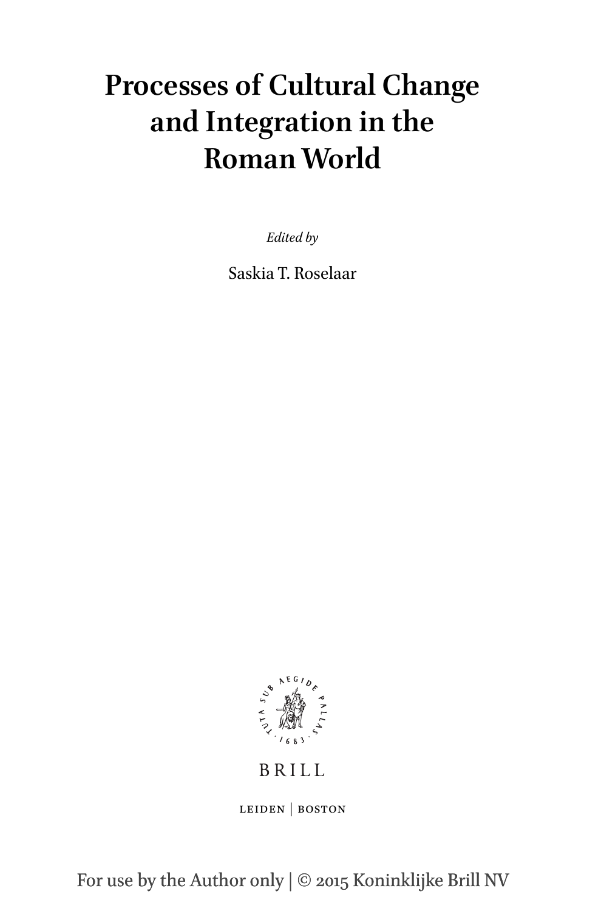# Processes of Cultural Change and Integration in the Roman World

*Edited by*

Saskia T. Roselaar

BRILL

LEIDEN | BOSTON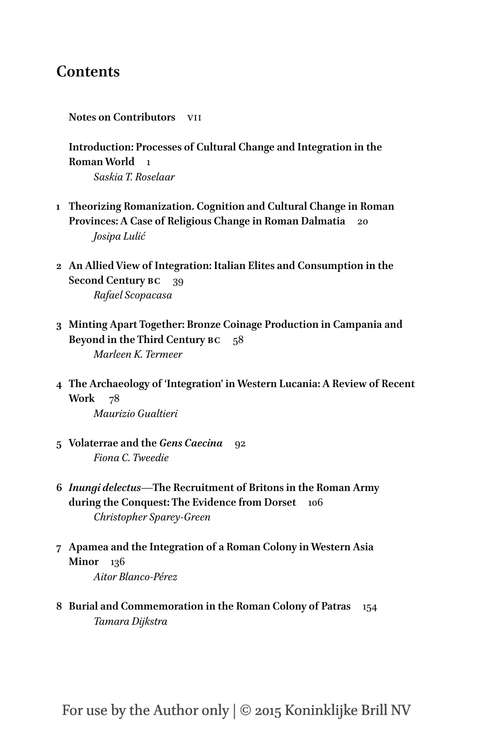# Contents

**Notes on Contributors** VII

**Introduction: Processes of Cultural Change and Integration in the Roman World** 1
*Saskia T. Roselaar*

1 **Theorizing Romanization. Cognition and Cultural Change in Roman Provinces: A Case of Religious Change in Roman Dalmatia** 20
*Josipa Lulić*

2 **An Allied View of Integration: Italian Elites and Consumption in the Second Century BC** 39
*Rafael Scopacasa*

3 **Minting Apart Together: Bronze Coinage Production in Campania and Beyond in the Third Century BC** 58
*Marleen K. Termeer*

4 **The Archaeology of 'Integration' in Western Lucania: A Review of Recent Work** 78
*Maurizio Gualtieri*

5 **Volaterrae and the *Gens Caecina*** 92
*Fiona C. Tweedie*

6 ***Inungi delectus*—The Recruitment of Britons in the Roman Army during the Conquest: The Evidence from Dorset** 106
*Christopher Sparey-Green*

7 **Apamea and the Integration of a Roman Colony in Western Asia Minor** 136
*Aitor Blanco-Pérez*

8 **Burial and Commemoration in the Roman Colony of Patras** 154
*Tamara Dijkstra*

For use by the Author only | © 2015 Koninklijke Brill NV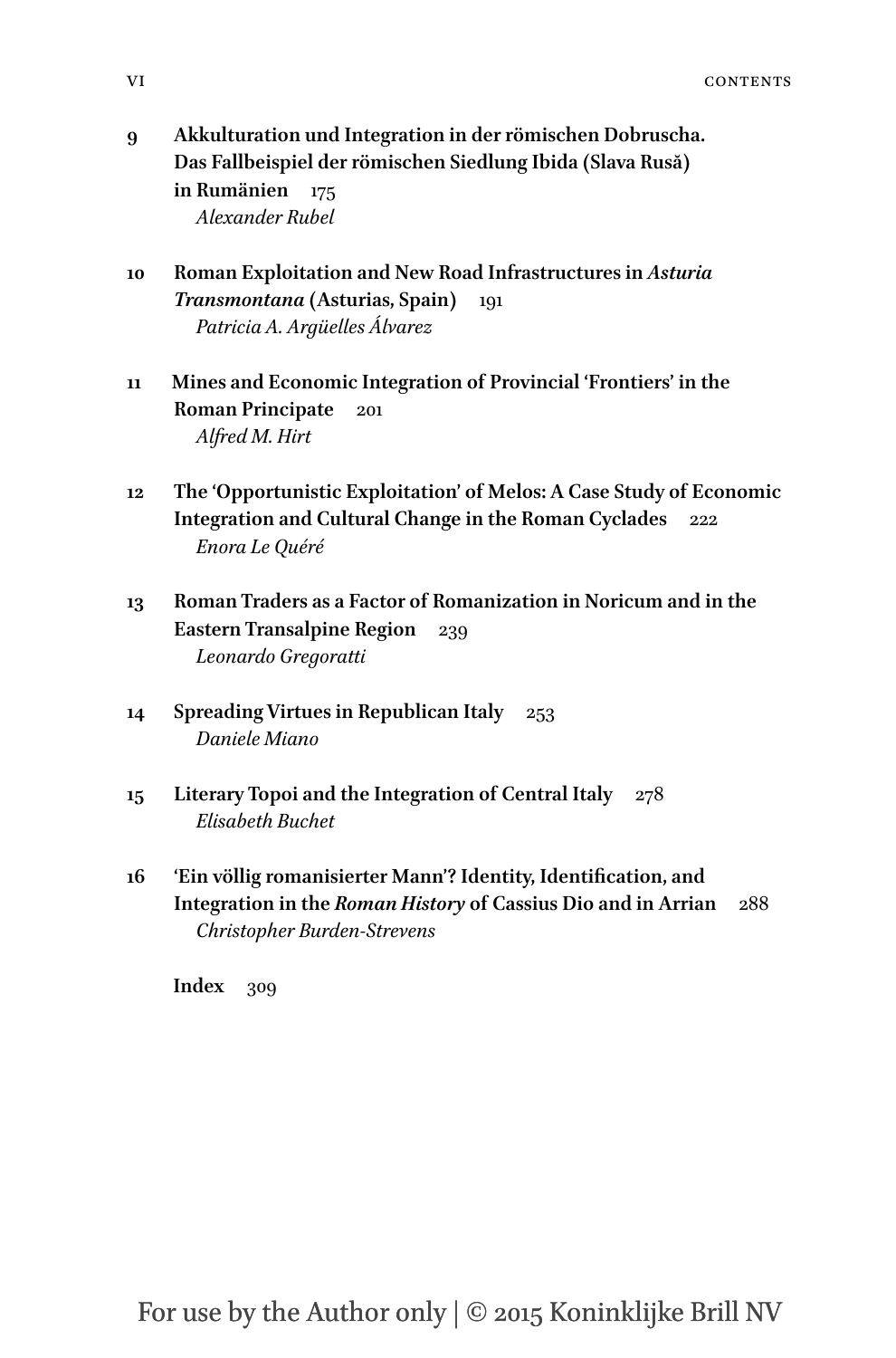9 **Akkulturation und Integration in der römischen Dobruscha. Das Fallbeispiel der römischen Siedlung Ibida (Slava Rusă) in Rumänien** 175
*Alexander Rubel*

10 **Roman Exploitation and New Road Infrastructures in *Asturia Transmontana* (Asturias, Spain)** 191
*Patricia A. Argüelles Álvarez*

11 **Mines and Economic Integration of Provincial 'Frontiers' in the Roman Principate** 201
*Alfred M. Hirt*

12 **The 'Opportunistic Exploitation' of Melos: A Case Study of Economic Integration and Cultural Change in the Roman Cyclades** 222
*Enora Le Quéré*

13 **Roman Traders as a Factor of Romanization in Noricum and in the Eastern Transalpine Region** 239
*Leonardo Gregoratti*

14 **Spreading Virtues in Republican Italy** 253
*Daniele Miano*

15 **Literary Topoi and the Integration of Central Italy** 278
*Elisabeth Buchet*

16 **'Ein völlig romanisierter Mann'? Identity, Identification, and Integration in the *Roman History* of Cassius Dio and in Arrian** 288
*Christopher Burden-Strevens*

**Index** 309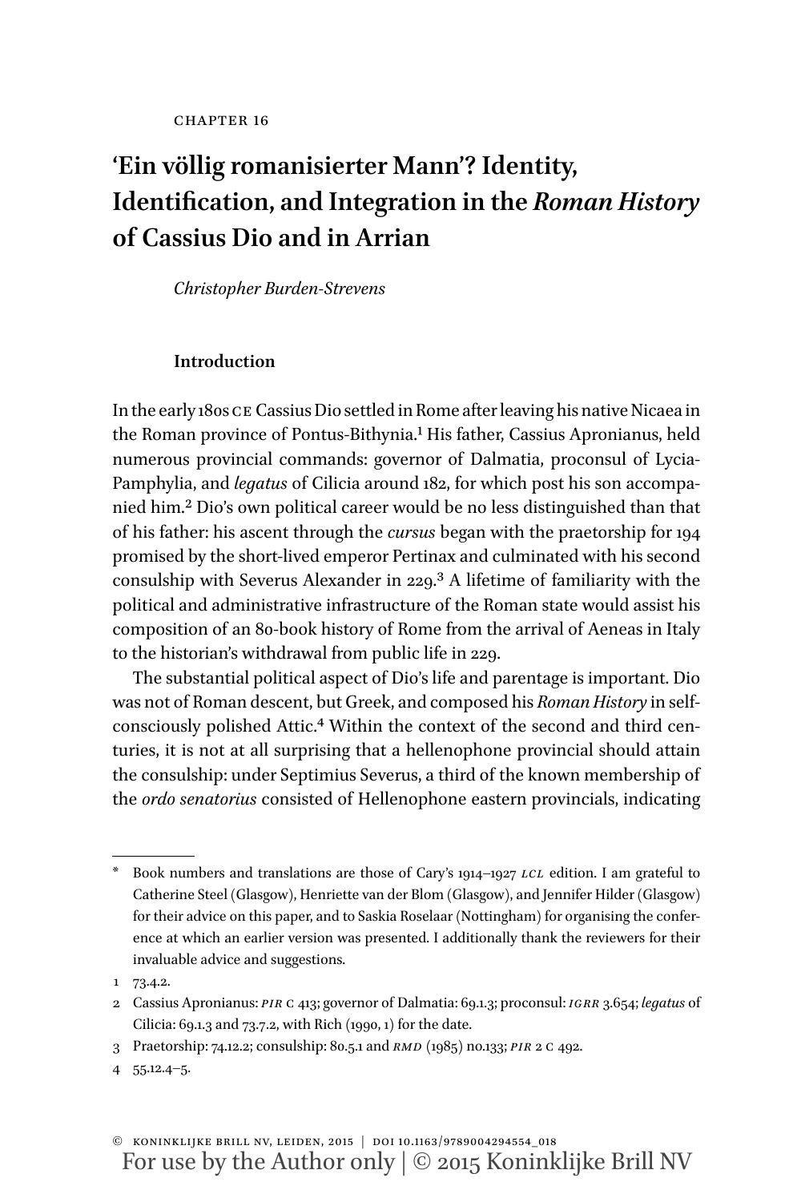CHAPTER 16

# 'Ein völlig romanisierter Mann'? Identity, Identification, and Integration in the *Roman History* of Cassius Dio and in Arrian

*Christopher Burden-Strevens*

## Introduction

In the early 180s CE Cassius Dio settled in Rome after leaving his native Nicaea in the Roman province of Pontus-Bithynia.[1] His father, Cassius Apronianus, held numerous provincial commands: governor of Dalmatia, proconsul of Lycia-Pamphylia, and *legatus* of Cilicia around 182, for which post his son accompanied him.[2] Dio's own political career would be no less distinguished than that of his father: his ascent through the *cursus* began with the praetorship for 194 promised by the short-lived emperor Pertinax and culminated with his second consulship with Severus Alexander in 229.[3] A lifetime of familiarity with the political and administrative infrastructure of the Roman state would assist his composition of an 80-book history of Rome from the arrival of Aeneas in Italy to the historian's withdrawal from public life in 229.

The substantial political aspect of Dio's life and parentage is important. Dio was not of Roman descent, but Greek, and composed his *Roman History* in self-consciously polished Attic.[4] Within the context of the second and third centuries, it is not at all surprising that a hellenophone provincial should attain the consulship: under Septimius Severus, a third of the known membership of the *ordo senatorius* consisted of Hellenophone eastern provincials, indicating

---

\* Book numbers and translations are those of Cary's 1914–1927 *LCL* edition. I am grateful to Catherine Steel (Glasgow), Henriette van der Blom (Glasgow), and Jennifer Hilder (Glasgow) for their advice on this paper, and to Saskia Roselaar (Nottingham) for organising the conference at which an earlier version was presented. I additionally thank the reviewers for their invaluable advice and suggestions.

1 73.4.2.

2 Cassius Apronianus: *PIR* C 413; governor of Dalmatia: 69.1.3; proconsul: *IGRR* 3.654; *legatus* of Cilicia: 69.1.3 and 73.7.2, with Rich (1990, 1) for the date.

3 Praetorship: 74.12.2; consulship: 80.5.1 and *RMD* (1985) no.133; *PIR* 2 C 492.

4 55.12.4–5.

© KONINKLIJKE BRILL NV, LEIDEN, 2015 | DOI 10.1163/9789004294554_018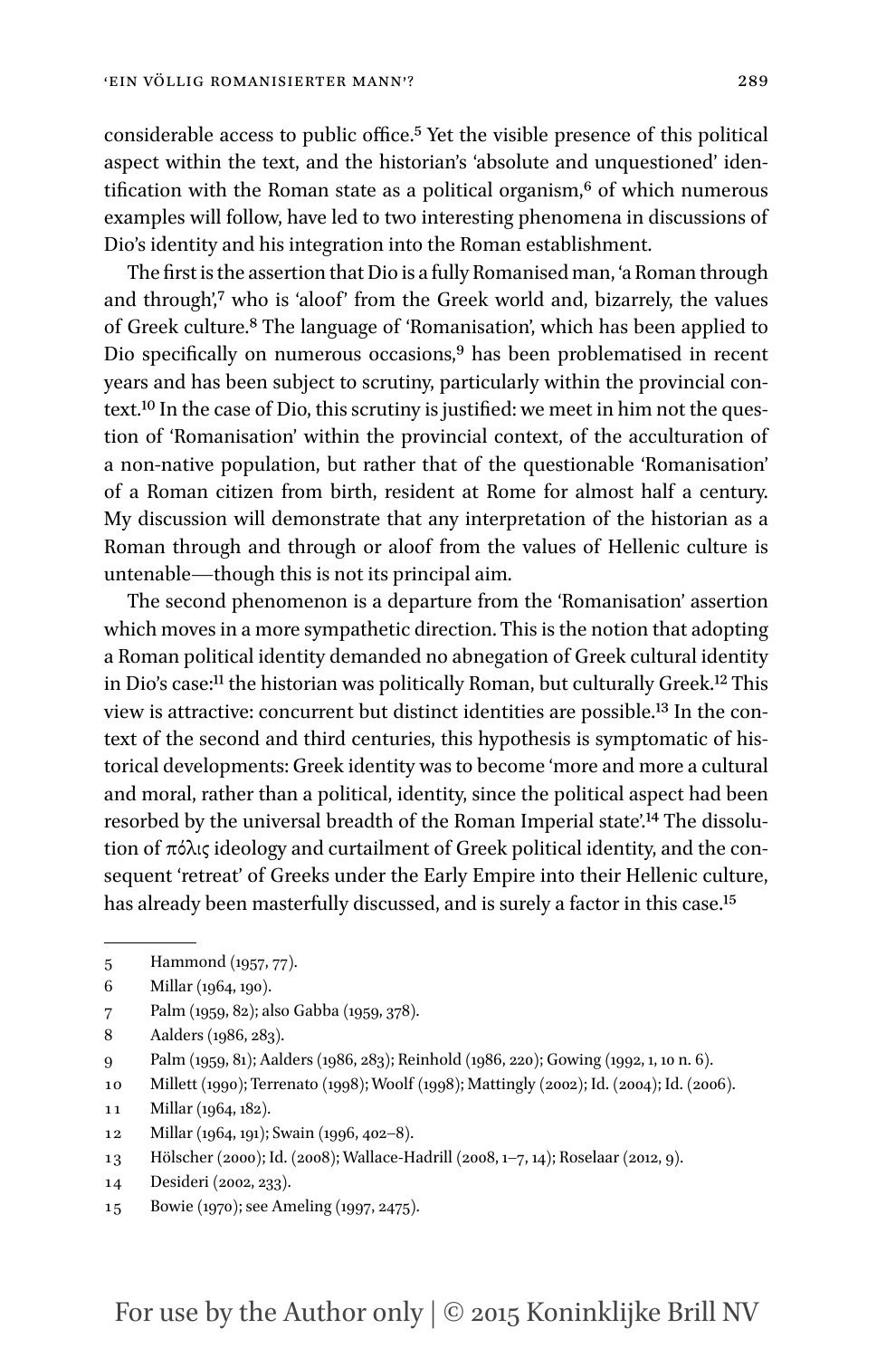considerable access to public office.[5] Yet the visible presence of this political aspect within the text, and the historian's 'absolute and unquestioned' identification with the Roman state as a political organism,[6] of which numerous examples will follow, have led to two interesting phenomena in discussions of Dio's identity and his integration into the Roman establishment.

The first is the assertion that Dio is a fully Romanised man, 'a Roman through and through',[7] who is 'aloof' from the Greek world and, bizarrely, the values of Greek culture.[8] The language of 'Romanisation', which has been applied to Dio specifically on numerous occasions,[9] has been problematised in recent years and has been subject to scrutiny, particularly within the provincial context.[10] In the case of Dio, this scrutiny is justified: we meet in him not the question of 'Romanisation' within the provincial context, of the acculturation of a non-native population, but rather that of the questionable 'Romanisation' of a Roman citizen from birth, resident at Rome for almost half a century. My discussion will demonstrate that any interpretation of the historian as a Roman through and through or aloof from the values of Hellenic culture is untenable—though this is not its principal aim.

The second phenomenon is a departure from the 'Romanisation' assertion which moves in a more sympathetic direction. This is the notion that adopting a Roman political identity demanded no abnegation of Greek cultural identity in Dio's case:[11] the historian was politically Roman, but culturally Greek.[12] This view is attractive: concurrent but distinct identities are possible.[13] In the context of the second and third centuries, this hypothesis is symptomatic of historical developments: Greek identity was to become 'more and more a cultural and moral, rather than a political, identity, since the political aspect had been resorbed by the universal breadth of the Roman Imperial state'.[14] The dissolution of πόλις ideology and curtailment of Greek political identity, and the consequent 'retreat' of Greeks under the Early Empire into their Hellenic culture, has already been masterfully discussed, and is surely a factor in this case.[15]

---

5 Hammond (1957, 77).

6 Millar (1964, 190).

7 Palm (1959, 82); also Gabba (1959, 378).

8 Aalders (1986, 283).

9 Palm (1959, 81); Aalders (1986, 283); Reinhold (1986, 220); Gowing (1992, 1, 10 n. 6).

10 Millett (1990); Terrenato (1998); Woolf (1998); Mattingly (2002); Id. (2004); Id. (2006).

11 Millar (1964, 182).

12 Millar (1964, 191); Swain (1996, 402–8).

13 Hölscher (2000); Id. (2008); Wallace-Hadrill (2008, 1–7, 14); Roselaar (2012, 9).

14 Desideri (2002, 233).

15 Bowie (1970); see Ameling (1997, 2475).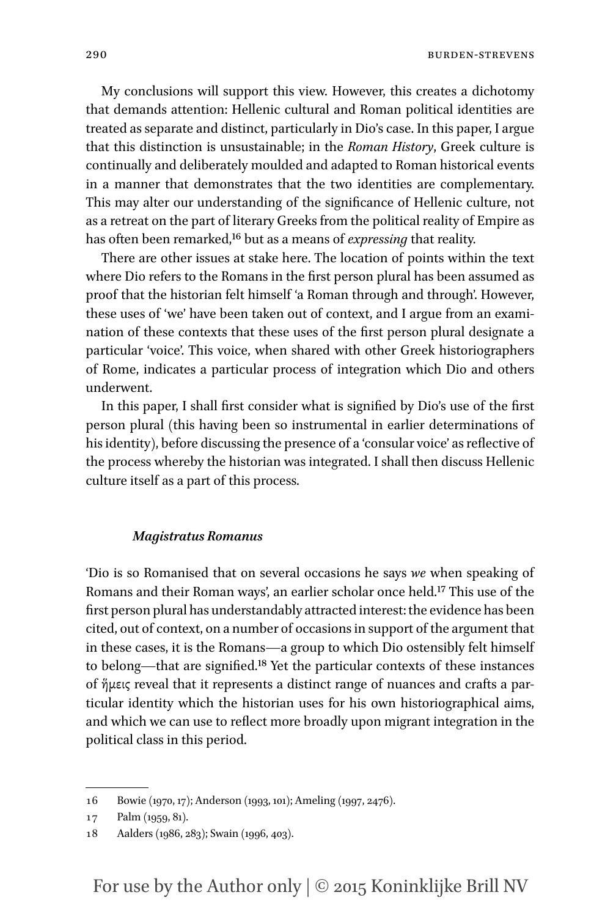My conclusions will support this view. However, this creates a dichotomy that demands attention: Hellenic cultural and Roman political identities are treated as separate and distinct, particularly in Dio's case. In this paper, I argue that this distinction is unsustainable; in the *Roman History*, Greek culture is continually and deliberately moulded and adapted to Roman historical events in a manner that demonstrates that the two identities are complementary. This may alter our understanding of the significance of Hellenic culture, not as a retreat on the part of literary Greeks from the political reality of Empire as has often been remarked,[16] but as a means of *expressing* that reality.

There are other issues at stake here. The location of points within the text where Dio refers to the Romans in the first person plural has been assumed as proof that the historian felt himself 'a Roman through and through'. However, these uses of 'we' have been taken out of context, and I argue from an examination of these contexts that these uses of the first person plural designate a particular 'voice'. This voice, when shared with other Greek historiographers of Rome, indicates a particular process of integration which Dio and others underwent.

In this paper, I shall first consider what is signified by Dio's use of the first person plural (this having been so instrumental in earlier determinations of his identity), before discussing the presence of a 'consular voice' as reflective of the process whereby the historian was integrated. I shall then discuss Hellenic culture itself as a part of this process.

### *Magistratus Romanus*

'Dio is so Romanised that on several occasions he says *we* when speaking of Romans and their Roman ways', an earlier scholar once held.[17] This use of the first person plural has understandably attracted interest: the evidence has been cited, out of context, on a number of occasions in support of the argument that in these cases, it is the Romans—a group to which Dio ostensibly felt himself to belong—that are signified.[18] Yet the particular contexts of these instances of ἥμεις reveal that it represents a distinct range of nuances and crafts a particular identity which the historian uses for his own historiographical aims, and which we can use to reflect more broadly upon migrant integration in the political class in this period.

---

16 Bowie (1970, 17); Anderson (1993, 101); Ameling (1997, 2476).

17 Palm (1959, 81).

18 Aalders (1986, 283); Swain (1996, 403).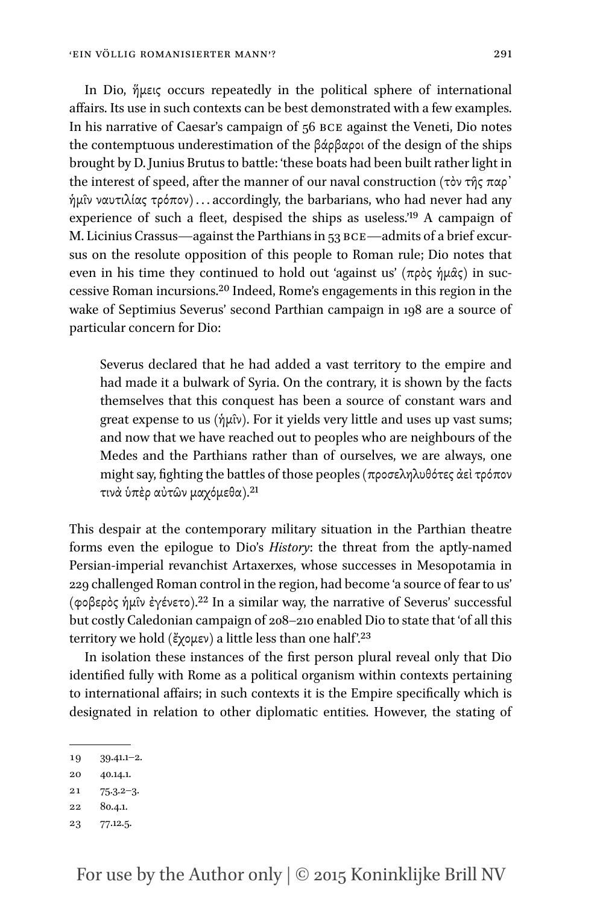In Dio, ἥμεις occurs repeatedly in the political sphere of international affairs. Its use in such contexts can be best demonstrated with a few examples. In his narrative of Caesar's campaign of 56 BCE against the Veneti, Dio notes the contemptuous underestimation of the βάρβαροι of the design of the ships brought by D. Junius Brutus to battle: 'these boats had been built rather light in the interest of speed, after the manner of our naval construction (τὸν τῆς παρ' ἡμῖν ναυτιλίας τρόπον) ... accordingly, the barbarians, who had never had any experience of such a fleet, despised the ships as useless.'[19] A campaign of M. Licinius Crassus—against the Parthians in 53 BCE—admits of a brief excursus on the resolute opposition of this people to Roman rule; Dio notes that even in his time they continued to hold out 'against us' (πρὸς ἡμᾶς) in successive Roman incursions.[20] Indeed, Rome's engagements in this region in the wake of Septimius Severus' second Parthian campaign in 198 are a source of particular concern for Dio:

> Severus declared that he had added a vast territory to the empire and had made it a bulwark of Syria. On the contrary, it is shown by the facts themselves that this conquest has been a source of constant wars and great expense to us (ἡμῖν). For it yields very little and uses up vast sums; and now that we have reached out to peoples who are neighbours of the Medes and the Parthians rather than of ourselves, we are always, one might say, fighting the battles of those peoples (προσεληλυθότες ἀεὶ τρόπον τινὰ ὑπὲρ αὐτῶν μαχόμεθα).[21]

This despair at the contemporary military situation in the Parthian theatre forms even the epilogue to Dio's *History*: the threat from the aptly-named Persian-imperial revanchist Artaxerxes, whose successes in Mesopotamia in 229 challenged Roman control in the region, had become 'a source of fear to us' (φοβερὸς ἡμῖν ἐγένετο).[22] In a similar way, the narrative of Severus' successful but costly Caledonian campaign of 208–210 enabled Dio to state that 'of all this territory we hold (ἔχομεν) a little less than one half'.[23]

In isolation these instances of the first person plural reveal only that Dio identified fully with Rome as a political organism within contexts pertaining to international affairs; in such contexts it is the Empire specifically which is designated in relation to other diplomatic entities. However, the stating of

19 39.41.1–2.

20 40.14.1.

21 75.3.2–3.

22 80.4.1.

23 77.12.5.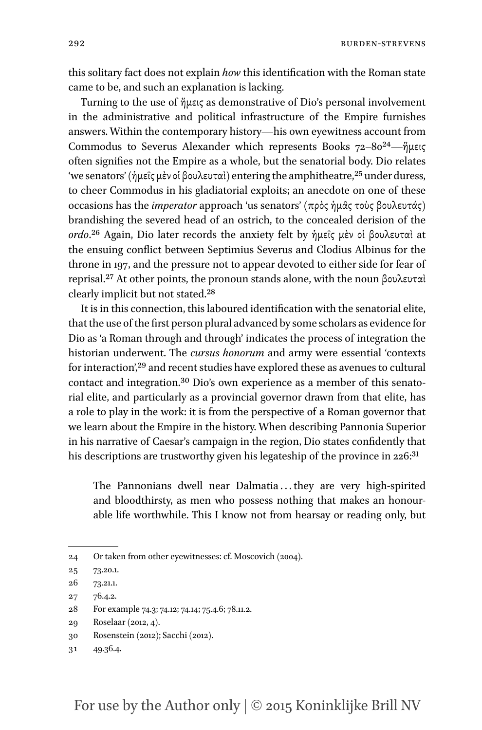this solitary fact does not explain *how* this identification with the Roman state came to be, and such an explanation is lacking.

Turning to the use of ἥμεις as demonstrative of Dio's personal involvement in the administrative and political infrastructure of the Empire furnishes answers. Within the contemporary history—his own eyewitness account from Commodus to Severus Alexander which represents Books 72–80[24]—ἥμεις often signifies not the Empire as a whole, but the senatorial body. Dio relates 'we senators' (ἡμεῖς μὲν οἱ βουλευταὶ) entering the amphitheatre,[25] under duress, to cheer Commodus in his gladiatorial exploits; an anecdote on one of these occasions has the *imperator* approach 'us senators' (πρὸς ἡμᾶς τοὺς βουλευτάς) brandishing the severed head of an ostrich, to the concealed derision of the *ordo*.[26] Again, Dio later records the anxiety felt by ἡμεῖς μὲν οἱ βουλευταὶ at the ensuing conflict between Septimius Severus and Clodius Albinus for the throne in 197, and the pressure not to appear devoted to either side for fear of reprisal.[27] At other points, the pronoun stands alone, with the noun βουλευταὶ clearly implicit but not stated.[28]

It is in this connection, this laboured identification with the senatorial elite, that the use of the first person plural advanced by some scholars as evidence for Dio as 'a Roman through and through' indicates the process of integration the historian underwent. The *cursus honorum* and army were essential 'contexts for interaction',[29] and recent studies have explored these as avenues to cultural contact and integration.[30] Dio's own experience as a member of this senatorial elite, and particularly as a provincial governor drawn from that elite, has a role to play in the work: it is from the perspective of a Roman governor that we learn about the Empire in the history. When describing Pannonia Superior in his narrative of Caesar's campaign in the region, Dio states confidently that his descriptions are trustworthy given his legateship of the province in 226:[31]

> The Pannonians dwell near Dalmatia ... they are very high-spirited and bloodthirsty, as men who possess nothing that makes an honourable life worthwhile. This I know not from hearsay or reading only, but

---

24 Or taken from other eyewitnesses: cf. Moscovich (2004).

25 73.20.1.

26 73.21.1.

27 76.4.2.

28 For example 74.3; 74.12; 74.14; 75.4.6; 78.11.2.

29 Roselaar (2012, 4).

30 Rosenstein (2012); Sacchi (2012).

31 49.36.4.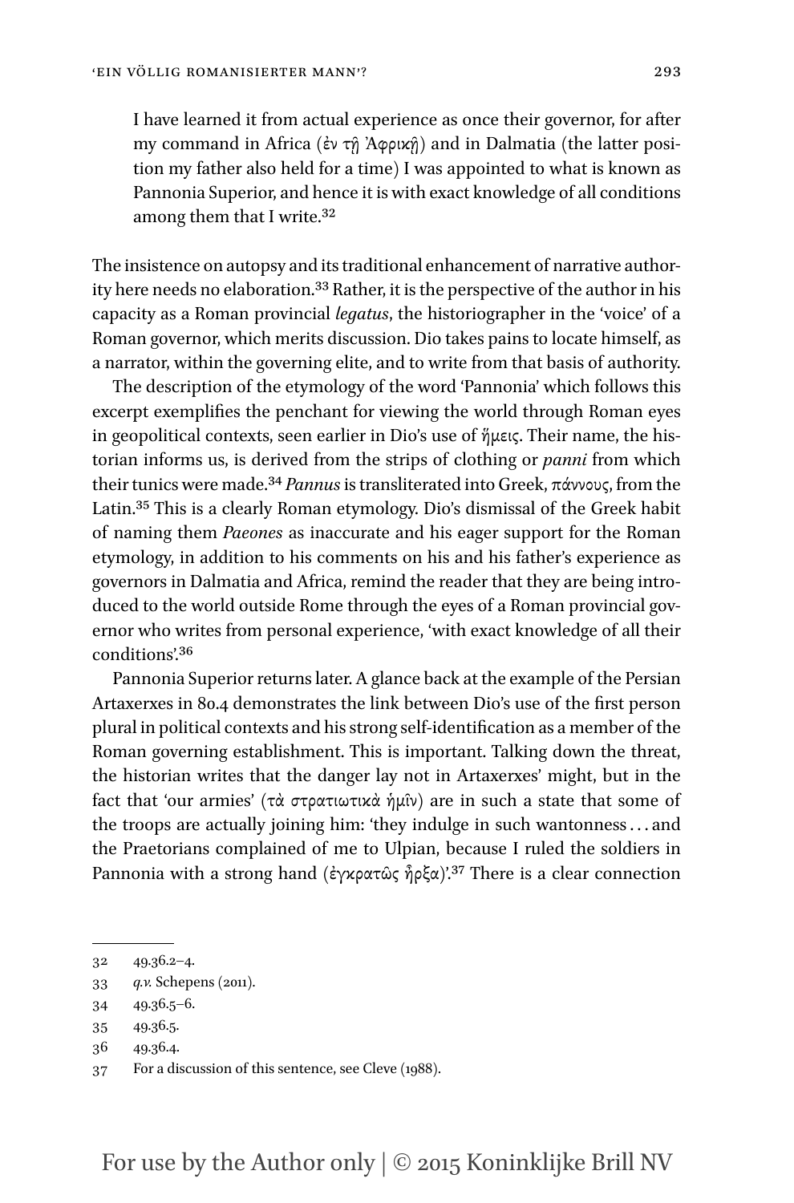> I have learned it from actual experience as once their governor, for after my command in Africa (ἐν τῇ Ἀφρικῇ) and in Dalmatia (the latter position my father also held for a time) I was appointed to what is known as Pannonia Superior, and hence it is with exact knowledge of all conditions among them that I write.[32]

The insistence on autopsy and its traditional enhancement of narrative authority here needs no elaboration.[33] Rather, it is the perspective of the author in his capacity as a Roman provincial *legatus*, the historiographer in the 'voice' of a Roman governor, which merits discussion. Dio takes pains to locate himself, as a narrator, within the governing elite, and to write from that basis of authority.

The description of the etymology of the word 'Pannonia' which follows this excerpt exemplifies the penchant for viewing the world through Roman eyes in geopolitical contexts, seen earlier in Dio's use of ἥμεις. Their name, the historian informs us, is derived from the strips of clothing or *panni* from which their tunics were made.[34] *Pannus* is transliterated into Greek, πάννους, from the Latin.[35] This is a clearly Roman etymology. Dio's dismissal of the Greek habit of naming them *Paeones* as inaccurate and his eager support for the Roman etymology, in addition to his comments on his and his father's experience as governors in Dalmatia and Africa, remind the reader that they are being introduced to the world outside Rome through the eyes of a Roman provincial governor who writes from personal experience, 'with exact knowledge of all their conditions'.[36]

Pannonia Superior returns later. A glance back at the example of the Persian Artaxerxes in 80.4 demonstrates the link between Dio's use of the first person plural in political contexts and his strong self-identification as a member of the Roman governing establishment. This is important. Talking down the threat, the historian writes that the danger lay not in Artaxerxes' might, but in the fact that 'our armies' (τὰ στρατιωτικὰ ἡμῖν) are in such a state that some of the troops are actually joining him: 'they indulge in such wantonness ... and the Praetorians complained of me to Ulpian, because I ruled the soldiers in Pannonia with a strong hand (ἐγκρατῶς ἦρξα)'.[37] There is a clear connection

---

32 49.36.2–4.

33 *q.v.* Schepens (2011).

34 49.36.5–6.

35 49.36.5.

36 49.36.4.

37 For a discussion of this sentence, see Cleve (1988).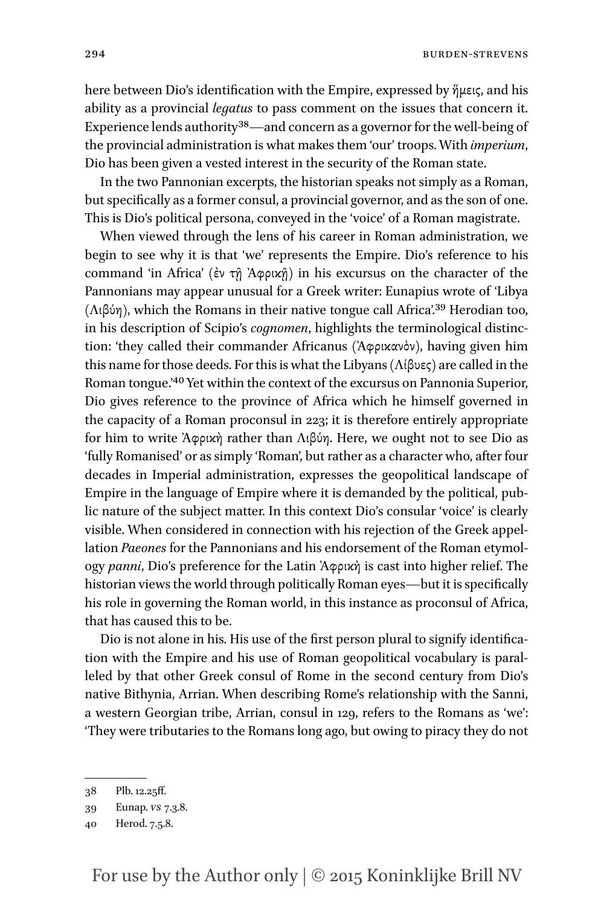here between Dio's identification with the Empire, expressed by ἥμεις, and his ability as a provincial *legatus* to pass comment on the issues that concern it. Experience lends authority[38]—and concern as a governor for the well-being of the provincial administration is what makes them 'our' troops. With *imperium*, Dio has been given a vested interest in the security of the Roman state.

In the two Pannonian excerpts, the historian speaks not simply as a Roman, but specifically as a former consul, a provincial governor, and as the son of one. This is Dio's political persona, conveyed in the 'voice' of a Roman magistrate.

When viewed through the lens of his career in Roman administration, we begin to see why it is that 'we' represents the Empire. Dio's reference to his command 'in Africa' (ἐν τῇ Ἀφρικῇ) in his excursus on the character of the Pannonians may appear unusual for a Greek writer: Eunapius wrote of 'Libya (Λιβύη), which the Romans in their native tongue call Africa'.[39] Herodian too, in his description of Scipio's *cognomen*, highlights the terminological distinction: 'they called their commander Africanus (Ἀφρικανὸν), having given him this name for those deeds. For this is what the Libyans (Λίβυες) are called in the Roman tongue.'[40] Yet within the context of the excursus on Pannonia Superior, Dio gives reference to the province of Africa which he himself governed in the capacity of a Roman proconsul in 223; it is therefore entirely appropriate for him to write Ἀφρικὴ rather than Λιβύη. Here, we ought not to see Dio as 'fully Romanised' or as simply 'Roman', but rather as a character who, after four decades in Imperial administration, expresses the geopolitical landscape of Empire in the language of Empire where it is demanded by the political, public nature of the subject matter. In this context Dio's consular 'voice' is clearly visible. When considered in connection with his rejection of the Greek appellation *Paeones* for the Pannonians and his endorsement of the Roman etymology *panni*, Dio's preference for the Latin Ἀφρικὴ is cast into higher relief. The historian views the world through politically Roman eyes—but it is specifically his role in governing the Roman world, in this instance as proconsul of Africa, that has caused this to be.

Dio is not alone in his. His use of the first person plural to signify identification with the Empire and his use of Roman geopolitical vocabulary is paralleled by that other Greek consul of Rome in the second century from Dio's native Bithynia, Arrian. When describing Rome's relationship with the Sanni, a western Georgian tribe, Arrian, consul in 129, refers to the Romans as 'we': 'They were tributaries to the Romans long ago, but owing to piracy they do not

---

38 Plb. 12.25ff.

39 Eunap. *VS* 7.3.8.

40 Herod. 7.5.8.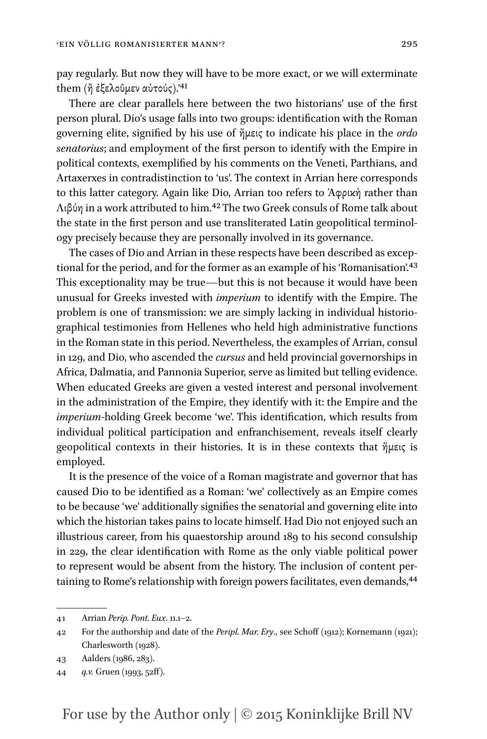pay regularly. But now they will have to be more exact, or we will exterminate them (ἢ ἐξελοῦμεν αὐτούς).'[41]

There are clear parallels here between the two historians' use of the first person plural. Dio's usage falls into two groups: identification with the Roman governing elite, signified by his use of ἥμεις to indicate his place in the *ordo senatorius*; and employment of the first person to identify with the Empire in political contexts, exemplified by his comments on the Veneti, Parthians, and Artaxerxes in contradistinction to 'us'. The context in Arrian here corresponds to this latter category. Again like Dio, Arrian too refers to Ἀφρικὴ rather than Λιβύη in a work attributed to him.[42] The two Greek consuls of Rome talk about the state in the first person and use transliterated Latin geopolitical terminology precisely because they are personally involved in its governance.

The cases of Dio and Arrian in these respects have been described as exceptional for the period, and for the former as an example of his 'Romanisation'.[43] This exceptionality may be true—but this is not because it would have been unusual for Greeks invested with *imperium* to identify with the Empire. The problem is one of transmission: we are simply lacking in individual historiographical testimonies from Hellenes who held high administrative functions in the Roman state in this period. Nevertheless, the examples of Arrian, consul in 129, and Dio, who ascended the *cursus* and held provincial governorships in Africa, Dalmatia, and Pannonia Superior, serve as limited but telling evidence. When educated Greeks are given a vested interest and personal involvement in the administration of the Empire, they identify with it: the Empire and the *imperium*-holding Greek become 'we'. This identification, which results from individual political participation and enfranchisement, reveals itself clearly geopolitical contexts in their histories. It is in these contexts that ἥμεις is employed.

It is the presence of the voice of a Roman magistrate and governor that has caused Dio to be identified as a Roman: 'we' collectively as an Empire comes to be because 'we' additionally signifies the senatorial and governing elite into which the historian takes pains to locate himself. Had Dio not enjoyed such an illustrious career, from his quaestorship around 189 to his second consulship in 229, the clear identification with Rome as the only viable political power to represent would be absent from the history. The inclusion of content pertaining to Rome's relationship with foreign powers facilitates, even demands,[44]

---

41 Arrian *Perip. Pont. Eux*. 11.1–2.

42 For the authorship and date of the *Peripl. Mar. Ery*., see Schoff (1912); Kornemann (1921); Charlesworth (1928).

43 Aalders (1986, 283).

44 *q.v.* Gruen (1993, 52ff).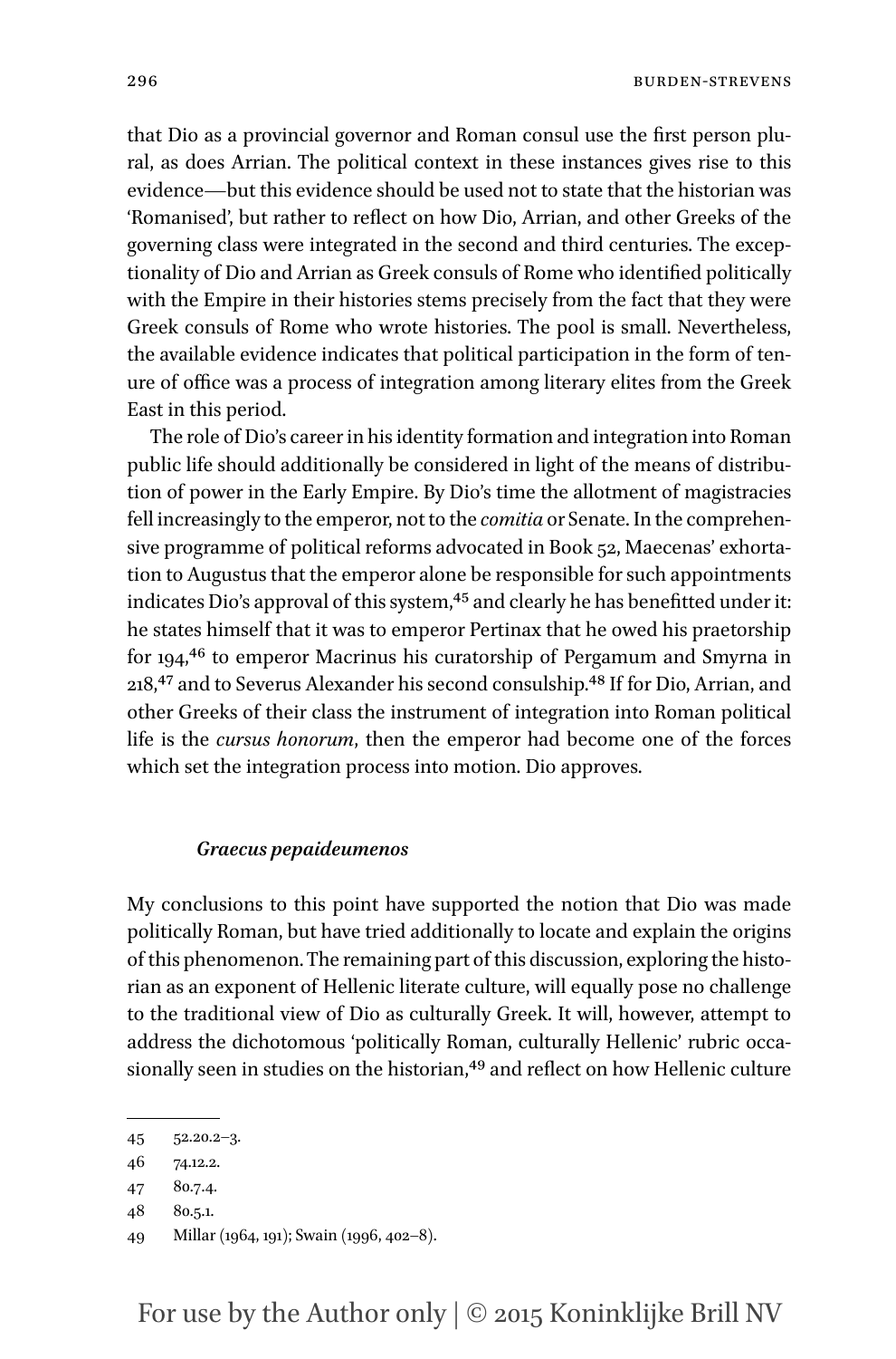that Dio as a provincial governor and Roman consul use the first person plural, as does Arrian. The political context in these instances gives rise to this evidence—but this evidence should be used not to state that the historian was 'Romanised', but rather to reflect on how Dio, Arrian, and other Greeks of the governing class were integrated in the second and third centuries. The exceptionality of Dio and Arrian as Greek consuls of Rome who identified politically with the Empire in their histories stems precisely from the fact that they were Greek consuls of Rome who wrote histories. The pool is small. Nevertheless, the available evidence indicates that political participation in the form of tenure of office was a process of integration among literary elites from the Greek East in this period.

The role of Dio's career in his identity formation and integration into Roman public life should additionally be considered in light of the means of distribution of power in the Early Empire. By Dio's time the allotment of magistracies fell increasingly to the emperor, not to the *comitia* or Senate. In the comprehensive programme of political reforms advocated in Book 52, Maecenas' exhortation to Augustus that the emperor alone be responsible for such appointments indicates Dio's approval of this system,[45] and clearly he has benefitted under it: he states himself that it was to emperor Pertinax that he owed his praetorship for 194,[46] to emperor Macrinus his curatorship of Pergamum and Smyrna in 218,[47] and to Severus Alexander his second consulship.[48] If for Dio, Arrian, and other Greeks of their class the instrument of integration into Roman political life is the *cursus honorum*, then the emperor had become one of the forces which set the integration process into motion. Dio approves.

### *Graecus pepaideumenos*

My conclusions to this point have supported the notion that Dio was made politically Roman, but have tried additionally to locate and explain the origins of this phenomenon. The remaining part of this discussion, exploring the historian as an exponent of Hellenic literate culture, will equally pose no challenge to the traditional view of Dio as culturally Greek. It will, however, attempt to address the dichotomous 'politically Roman, culturally Hellenic' rubric occasionally seen in studies on the historian,[49] and reflect on how Hellenic culture

---

45 52.20.2–3.

46 74.12.2.

47 80.7.4.

48 80.5.1.

49 Millar (1964, 191); Swain (1996, 402–8).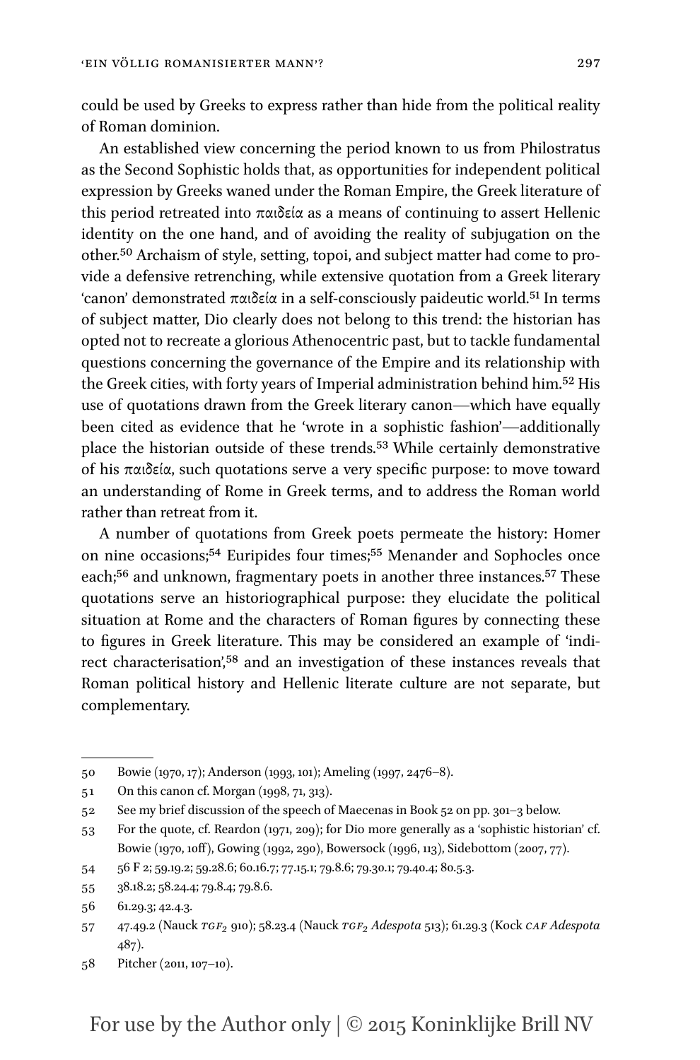could be used by Greeks to express rather than hide from the political reality of Roman dominion.

An established view concerning the period known to us from Philostratus as the Second Sophistic holds that, as opportunities for independent political expression by Greeks waned under the Roman Empire, the Greek literature of this period retreated into παιδεία as a means of continuing to assert Hellenic identity on the one hand, and of avoiding the reality of subjugation on the other.[50] Archaism of style, setting, topoi, and subject matter had come to provide a defensive retrenching, while extensive quotation from a Greek literary 'canon' demonstrated παιδεία in a self-consciously paideutic world.[51] In terms of subject matter, Dio clearly does not belong to this trend: the historian has opted not to recreate a glorious Athenocentric past, but to tackle fundamental questions concerning the governance of the Empire and its relationship with the Greek cities, with forty years of Imperial administration behind him.[52] His use of quotations drawn from the Greek literary canon—which have equally been cited as evidence that he 'wrote in a sophistic fashion'—additionally place the historian outside of these trends.[53] While certainly demonstrative of his παιδεία, such quotations serve a very specific purpose: to move toward an understanding of Rome in Greek terms, and to address the Roman world rather than retreat from it.

A number of quotations from Greek poets permeate the history: Homer on nine occasions;[54] Euripides four times;[55] Menander and Sophocles once each;[56] and unknown, fragmentary poets in another three instances.[57] These quotations serve an historiographical purpose: they elucidate the political situation at Rome and the characters of Roman figures by connecting these to figures in Greek literature. This may be considered an example of 'indirect characterisation',[58] and an investigation of these instances reveals that Roman political history and Hellenic literate culture are not separate, but complementary.

---

50 Bowie (1970, 17); Anderson (1993, 101); Ameling (1997, 2476–8).

51 On this canon cf. Morgan (1998, 71, 313).

52 See my brief discussion of the speech of Maecenas in Book 52 on pp. 301–3 below.

53 For the quote, cf. Reardon (1971, 209); for Dio more generally as a 'sophistic historian' cf. Bowie (1970, 10ff), Gowing (1992, 290), Bowersock (1996, 113), Sidebottom (2007, 77).

54 56 F 2; 59.19.2; 59.28.6; 60.16.7; 77.15.1; 79.8.6; 79.30.1; 79.40.4; 80.5.3.

55 38.18.2; 58.24.4; 79.8.4; 79.8.6.

56 61.29.3; 42.4.3.

57 47.49.2 (Nauck *TGF*$_2$ 910); 58.23.4 (Nauck *TGF*$_2$ *Adespota* 513); 61.29.3 (Kock *CAF Adespota* 487).

58 Pitcher (2011, 107–10).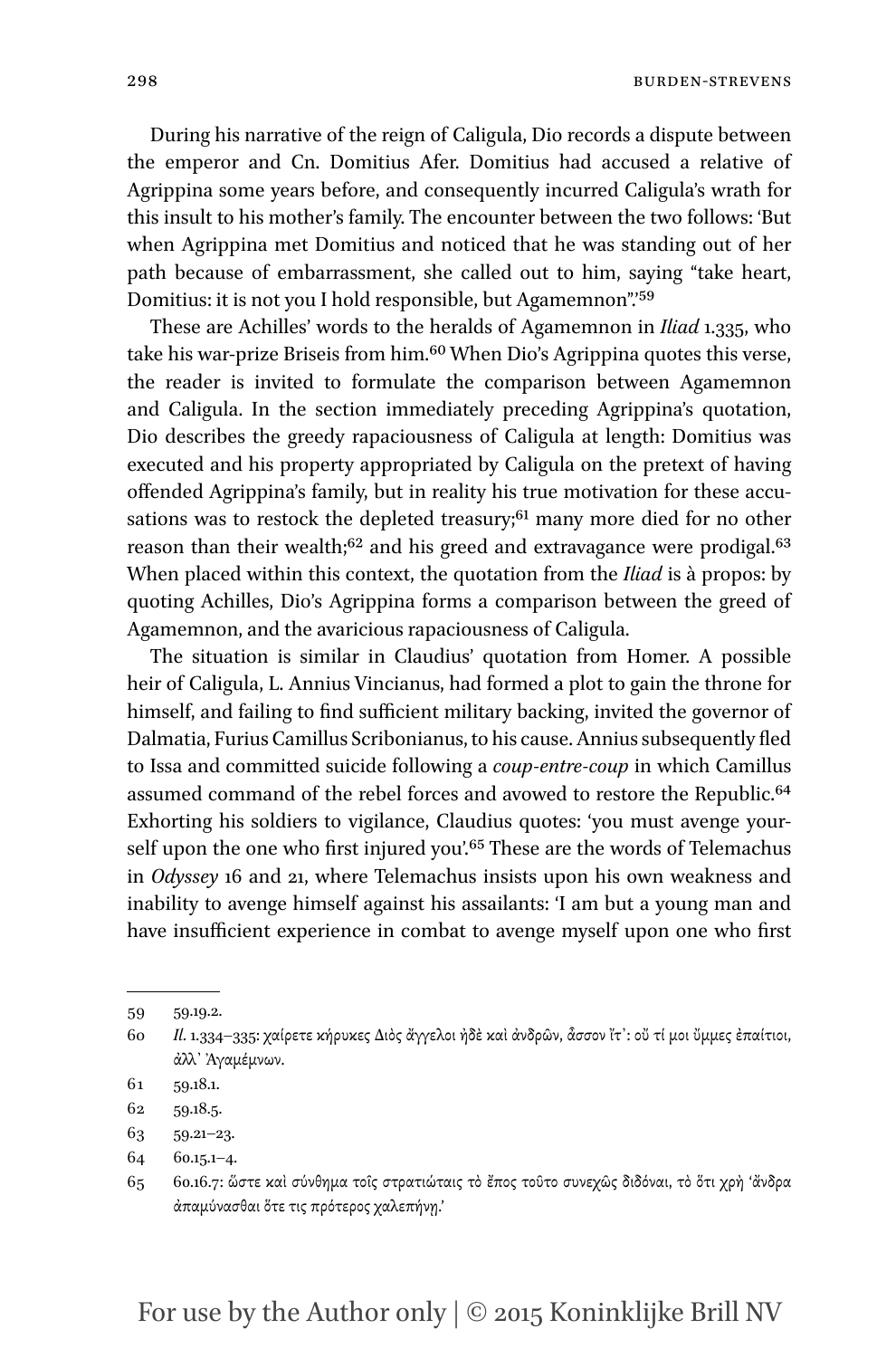During his narrative of the reign of Caligula, Dio records a dispute between the emperor and Cn. Domitius Afer. Domitius had accused a relative of Agrippina some years before, and consequently incurred Caligula's wrath for this insult to his mother's family. The encounter between the two follows: 'But when Agrippina met Domitius and noticed that he was standing out of her path because of embarrassment, she called out to him, saying "take heart, Domitius: it is not you I hold responsible, but Agamemnon".'[59]

These are Achilles' words to the heralds of Agamemnon in *Iliad* 1.335, who take his war-prize Briseis from him.[60] When Dio's Agrippina quotes this verse, the reader is invited to formulate the comparison between Agamemnon and Caligula. In the section immediately preceding Agrippina's quotation, Dio describes the greedy rapaciousness of Caligula at length: Domitius was executed and his property appropriated by Caligula on the pretext of having offended Agrippina's family, but in reality his true motivation for these accusations was to restock the depleted treasury;[61] many more died for no other reason than their wealth;[62] and his greed and extravagance were prodigal.[63] When placed within this context, the quotation from the *Iliad* is à propos: by quoting Achilles, Dio's Agrippina forms a comparison between the greed of Agamemnon, and the avaricious rapaciousness of Caligula.

The situation is similar in Claudius' quotation from Homer. A possible heir of Caligula, L. Annius Vincianus, had formed a plot to gain the throne for himself, and failing to find sufficient military backing, invited the governor of Dalmatia, Furius Camillus Scribonianus, to his cause. Annius subsequently fled to Issa and committed suicide following a *coup-entre-coup* in which Camillus assumed command of the rebel forces and avowed to restore the Republic.[64] Exhorting his soldiers to vigilance, Claudius quotes: 'you must avenge yourself upon the one who first injured you'.[65] These are the words of Telemachus in *Odyssey* 16 and 21, where Telemachus insists upon his own weakness and inability to avenge himself against his assailants: 'I am but a young man and have insufficient experience in combat to avenge myself upon one who first

---

59 59.19.2.

60 *Il.* 1.334–335: χαίρετε κήρυκες Διὸς ἄγγελοι ἠδὲ καὶ ἀνδρῶν, ἆσσον ἴτ᾽: οὔ τί μοι ὔμμες ἐπαίτιοι, ἀλλ᾽ Ἀγαμέμνων.

61 59.18.1.

62 59.18.5.

63 59.21–23.

64 60.15.1–4.

65 60.16.7: ὥστε καὶ σύνθημα τοῖς στρατιώταις τὸ ἔπος τοῦτο συνεχῶς διδόναι, τὸ ὅτι χρὴ 'ἄνδρα ἀπαμύνασθαι ὅτε τις πρότερος χαλεπήνῃ.'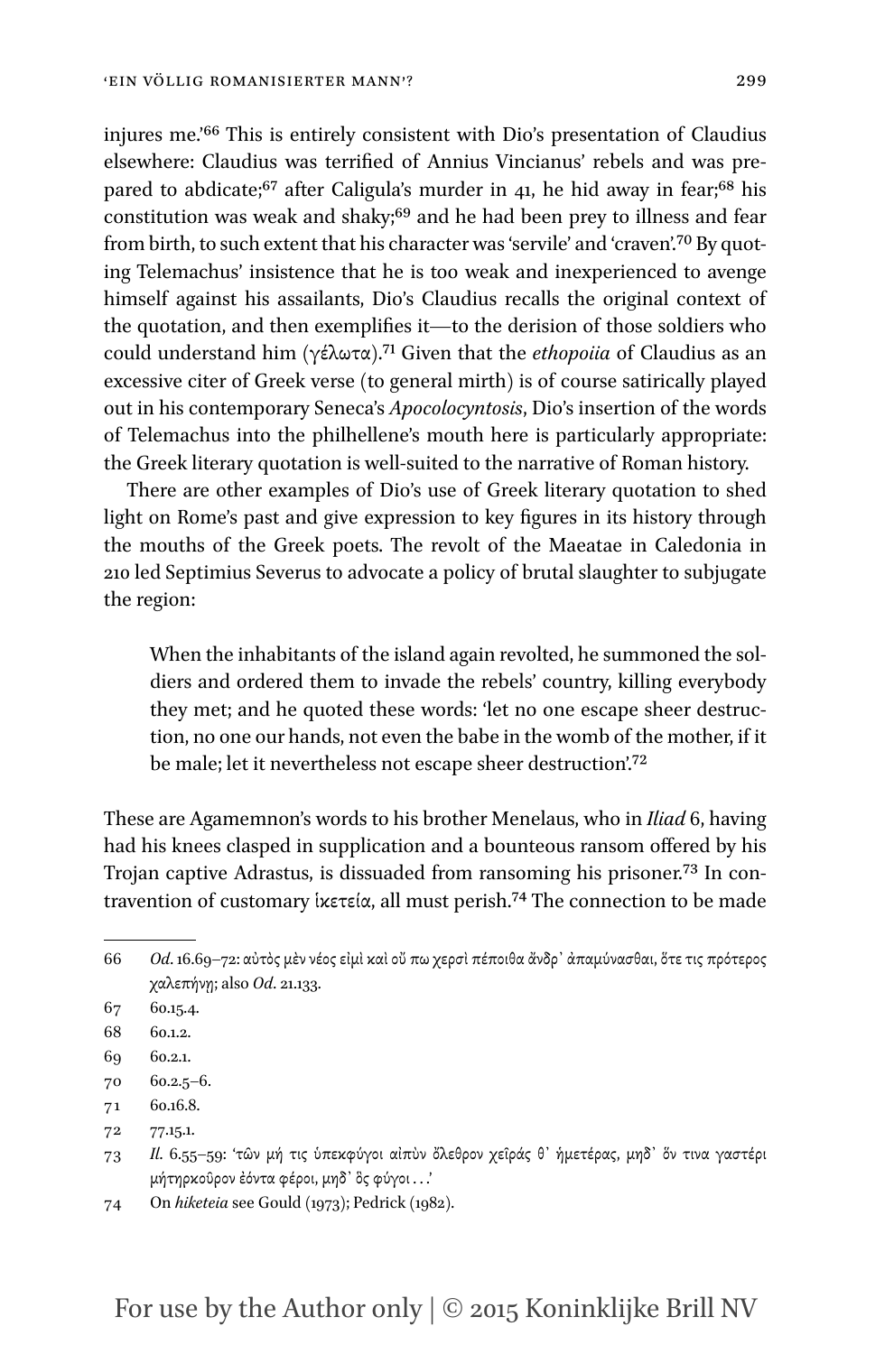injures me.'[66] This is entirely consistent with Dio's presentation of Claudius elsewhere: Claudius was terrified of Annius Vincianus' rebels and was prepared to abdicate;[67] after Caligula's murder in 41, he hid away in fear;[68] his constitution was weak and shaky;[69] and he had been prey to illness and fear from birth, to such extent that his character was 'servile' and 'craven'.[70] By quoting Telemachus' insistence that he is too weak and inexperienced to avenge himself against his assailants, Dio's Claudius recalls the original context of the quotation, and then exemplifies it—to the derision of those soldiers who could understand him (γέλωτα).[71] Given that the *ethopoiia* of Claudius as an excessive citer of Greek verse (to general mirth) is of course satirically played out in his contemporary Seneca's *Apocolocyntosis*, Dio's insertion of the words of Telemachus into the philhellene's mouth here is particularly appropriate: the Greek literary quotation is well-suited to the narrative of Roman history.

There are other examples of Dio's use of Greek literary quotation to shed light on Rome's past and give expression to key figures in its history through the mouths of the Greek poets. The revolt of the Maeatae in Caledonia in 210 led Septimius Severus to advocate a policy of brutal slaughter to subjugate the region:

> When the inhabitants of the island again revolted, he summoned the soldiers and ordered them to invade the rebels' country, killing everybody they met; and he quoted these words: 'let no one escape sheer destruction, no one our hands, not even the babe in the womb of the mother, if it be male; let it nevertheless not escape sheer destruction'.[72]

These are Agamemnon's words to his brother Menelaus, who in *Iliad* 6, having had his knees clasped in supplication and a bounteous ransom offered by his Trojan captive Adrastus, is dissuaded from ransoming his prisoner.[73] In contravention of customary ἱκετεία, all must perish.[74] The connection to be made

---

66 *Od.* 16.69–72: αὐτὸς μὲν νέος εἰμὶ καὶ οὔ πω χερσὶ πέποιθα ἄνδρ᾽ ἀπαμύνασθαι, ὅτε τις πρότερος χαλεπήνῃ; also *Od.* 21.133.

67 60.15.4.

68 60.1.2.

69 60.2.1.

70 60.2.5–6.

71 60.16.8.

72 77.15.1.

73 *Il.* 6.55–59: 'τῶν μή τις ὑπεκφύγοι αἰπὺν ὄλεθρον χεῖράς θ᾽ ἡμετέρας, μηδ᾽ ὅν τινα γαστέρι μήτηρκοῦρον ἐόντα φέροι, μηδ᾽ ὃς φύγοι …'

74 On *hiketeia* see Gould (1973); Pedrick (1982).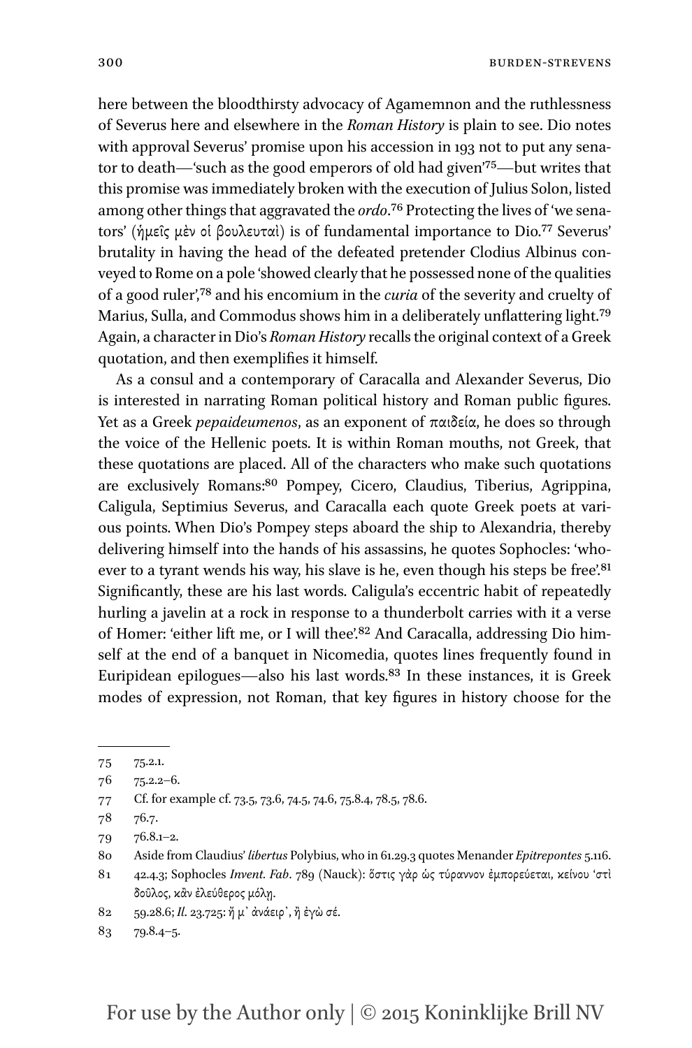here between the bloodthirsty advocacy of Agamemnon and the ruthlessness of Severus here and elsewhere in the *Roman History* is plain to see. Dio notes with approval Severus' promise upon his accession in 193 not to put any senator to death—'such as the good emperors of old had given'[75]—but writes that this promise was immediately broken with the execution of Julius Solon, listed among other things that aggravated the *ordo*.[76] Protecting the lives of 'we senators' (ἡμεῖς μὲν οἱ βουλευταὶ) is of fundamental importance to Dio.[77] Severus' brutality in having the head of the defeated pretender Clodius Albinus conveyed to Rome on a pole 'showed clearly that he possessed none of the qualities of a good ruler',[78] and his encomium in the *curia* of the severity and cruelty of Marius, Sulla, and Commodus shows him in a deliberately unflattering light.[79] Again, a character in Dio's *Roman History* recalls the original context of a Greek quotation, and then exemplifies it himself.

As a consul and a contemporary of Caracalla and Alexander Severus, Dio is interested in narrating Roman political history and Roman public figures. Yet as a Greek *pepaideumenos*, as an exponent of παιδεία, he does so through the voice of the Hellenic poets. It is within Roman mouths, not Greek, that these quotations are placed. All of the characters who make such quotations are exclusively Romans:[80] Pompey, Cicero, Claudius, Tiberius, Agrippina, Caligula, Septimius Severus, and Caracalla each quote Greek poets at various points. When Dio's Pompey steps aboard the ship to Alexandria, thereby delivering himself into the hands of his assassins, he quotes Sophocles: 'whoever to a tyrant wends his way, his slave is he, even though his steps be free'.[81] Significantly, these are his last words. Caligula's eccentric habit of repeatedly hurling a javelin at a rock in response to a thunderbolt carries with it a verse of Homer: 'either lift me, or I will thee'.[82] And Caracalla, addressing Dio himself at the end of a banquet in Nicomedia, quotes lines frequently found in Euripidean epilogues—also his last words.[83] In these instances, it is Greek modes of expression, not Roman, that key figures in history choose for the

---

75 75.2.1.

76 75.2.2–6.

77 Cf. for example cf. 73.5, 73.6, 74.5, 74.6, 75.8.4, 78.5, 78.6.

78 76.7.

79 76.8.1–2.

80 Aside from Claudius' *libertus* Polybius, who in 61.29.3 quotes Menander *Epitrepontes* 5.116.

81 42.4.3; Sophocles *Invent. Fab*. 789 (Nauck): ὅστις γὰρ ὡς τύραννον ἐμπορεύεται, κείνου 'στὶ δοῦλος, κἂν ἐλεύθερος μόλῃ.

82 59.28.6; *Il*. 23.725: ἤ μ᾽ ἀνάειρ᾽, ἢ ἐγὼ σέ.

83 79.8.4–5.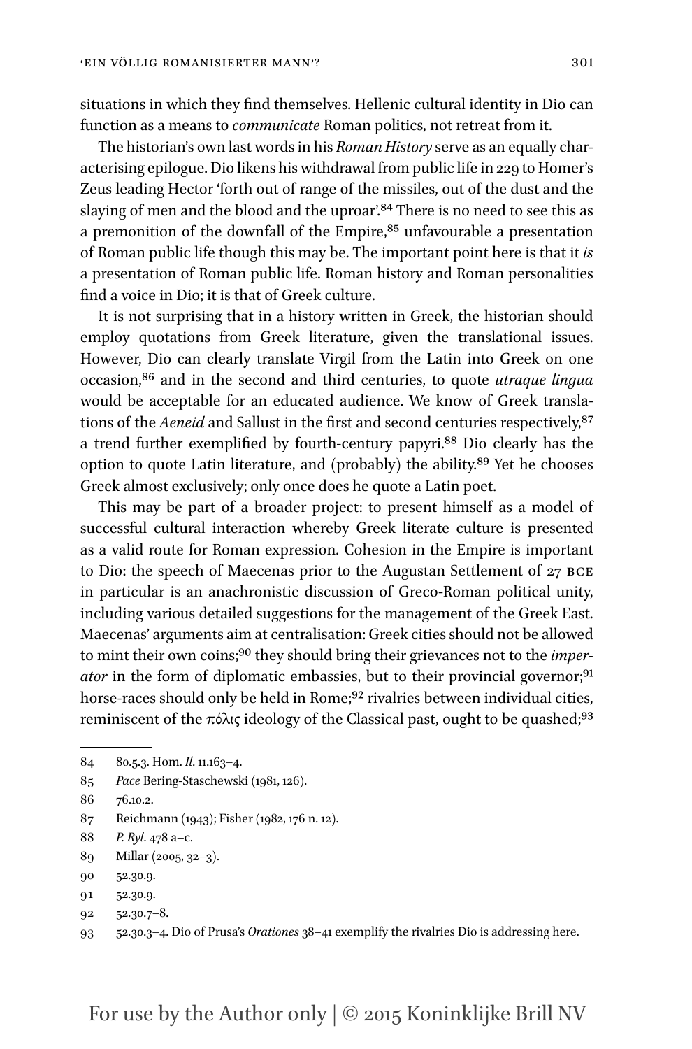situations in which they find themselves. Hellenic cultural identity in Dio can function as a means to *communicate* Roman politics, not retreat from it.

The historian's own last words in his *Roman History* serve as an equally characterising epilogue. Dio likens his withdrawal from public life in 229 to Homer's Zeus leading Hector 'forth out of range of the missiles, out of the dust and the slaying of men and the blood and the uproar'.[84] There is no need to see this as a premonition of the downfall of the Empire,[85] unfavourable a presentation of Roman public life though this may be. The important point here is that it *is* a presentation of Roman public life. Roman history and Roman personalities find a voice in Dio; it is that of Greek culture.

It is not surprising that in a history written in Greek, the historian should employ quotations from Greek literature, given the translational issues. However, Dio can clearly translate Virgil from the Latin into Greek on one occasion,[86] and in the second and third centuries, to quote *utraque lingua* would be acceptable for an educated audience. We know of Greek translations of the *Aeneid* and Sallust in the first and second centuries respectively,[87] a trend further exemplified by fourth-century papyri.[88] Dio clearly has the option to quote Latin literature, and (probably) the ability.[89] Yet he chooses Greek almost exclusively; only once does he quote a Latin poet.

This may be part of a broader project: to present himself as a model of successful cultural interaction whereby Greek literate culture is presented as a valid route for Roman expression. Cohesion in the Empire is important to Dio: the speech of Maecenas prior to the Augustan Settlement of 27 BCE in particular is an anachronistic discussion of Greco-Roman political unity, including various detailed suggestions for the management of the Greek East. Maecenas' arguments aim at centralisation: Greek cities should not be allowed to mint their own coins;[90] they should bring their grievances not to the *imperator* in the form of diplomatic embassies, but to their provincial governor;[91] horse-races should only be held in Rome;[92] rivalries between individual cities, reminiscent of the πόλις ideology of the Classical past, ought to be quashed;[93]

---

84 80.5.3. Hom. *Il.* 11.163–4.

85 *Pace* Bering-Staschewski (1981, 126).

86 76.10.2.

87 Reichmann (1943); Fisher (1982, 176 n. 12).

88 *P. Ryl.* 478 a–c.

89 Millar (2005, 32–3).

90 52.30.9.

91 52.30.9.

92 52.30.7–8.

93 52.30.3–4. Dio of Prusa's *Orationes* 38–41 exemplify the rivalries Dio is addressing here.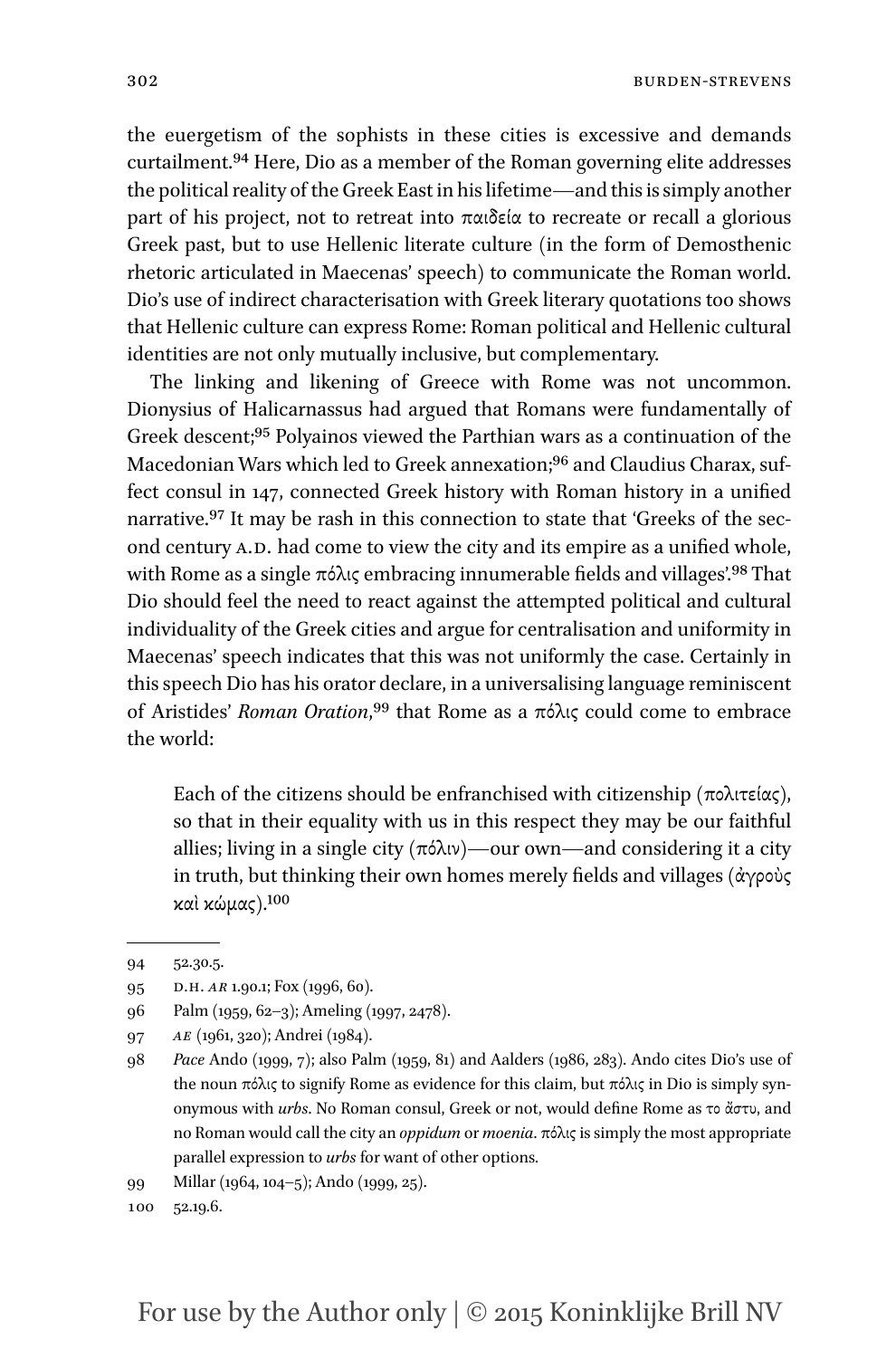the euergetism of the sophists in these cities is excessive and demands curtailment.[94] Here, Dio as a member of the Roman governing elite addresses the political reality of the Greek East in his lifetime—and this is simply another part of his project, not to retreat into παιδεία to recreate or recall a glorious Greek past, but to use Hellenic literate culture (in the form of Demosthenic rhetoric articulated in Maecenas' speech) to communicate the Roman world. Dio's use of indirect characterisation with Greek literary quotations too shows that Hellenic culture can express Rome: Roman political and Hellenic cultural identities are not only mutually inclusive, but complementary.

The linking and likening of Greece with Rome was not uncommon. Dionysius of Halicarnassus had argued that Romans were fundamentally of Greek descent;[95] Polyainos viewed the Parthian wars as a continuation of the Macedonian Wars which led to Greek annexation;[96] and Claudius Charax, suffect consul in 147, connected Greek history with Roman history in a unified narrative.[97] It may be rash in this connection to state that 'Greeks of the second century A.D. had come to view the city and its empire as a unified whole, with Rome as a single πόλις embracing innumerable fields and villages'.[98] That Dio should feel the need to react against the attempted political and cultural individuality of the Greek cities and argue for centralisation and uniformity in Maecenas' speech indicates that this was not uniformly the case. Certainly in this speech Dio has his orator declare, in a universalising language reminiscent of Aristides' *Roman Oration*,[99] that Rome as a πόλις could come to embrace the world:

> Each of the citizens should be enfranchised with citizenship (πολιτείας), so that in their equality with us in this respect they may be our faithful allies; living in a single city (πόλιν)—our own—and considering it a city in truth, but thinking their own homes merely fields and villages (ἀγροὺς καὶ κώμας).[100]

---

94 52.30.5.

95 D.H. *AR* 1.90.1; Fox (1996, 60).

96 Palm (1959, 62–3); Ameling (1997, 2478).

97 *AE* (1961, 320); Andrei (1984).

98 *Pace* Ando (1999, 7); also Palm (1959, 81) and Aalders (1986, 283). Ando cites Dio's use of the noun πόλις to signify Rome as evidence for this claim, but πόλις in Dio is simply synonymous with *urbs*. No Roman consul, Greek or not, would define Rome as το ἄστυ, and no Roman would call the city an *oppidum* or *moenia*. πόλις is simply the most appropriate parallel expression to *urbs* for want of other options.

99 Millar (1964, 104–5); Ando (1999, 25).

100 52.19.6.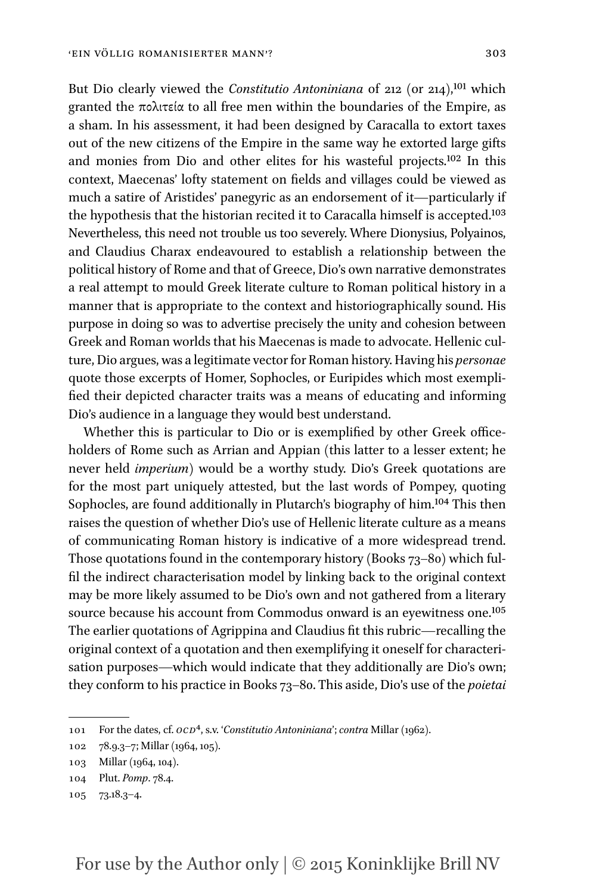But Dio clearly viewed the *Constitutio Antoniniana* of 212 (or 214),[101] which granted the πολιτεία to all free men within the boundaries of the Empire, as a sham. In his assessment, it had been designed by Caracalla to extort taxes out of the new citizens of the Empire in the same way he extorted large gifts and monies from Dio and other elites for his wasteful projects.[102] In this context, Maecenas' lofty statement on fields and villages could be viewed as much a satire of Aristides' panegyric as an endorsement of it—particularly if the hypothesis that the historian recited it to Caracalla himself is accepted.[103] Nevertheless, this need not trouble us too severely. Where Dionysius, Polyainos, and Claudius Charax endeavoured to establish a relationship between the political history of Rome and that of Greece, Dio's own narrative demonstrates a real attempt to mould Greek literate culture to Roman political history in a manner that is appropriate to the context and historiographically sound. His purpose in doing so was to advertise precisely the unity and cohesion between Greek and Roman worlds that his Maecenas is made to advocate. Hellenic culture, Dio argues, was a legitimate vector for Roman history. Having his *personae* quote those excerpts of Homer, Sophocles, or Euripides which most exemplified their depicted character traits was a means of educating and informing Dio's audience in a language they would best understand.

Whether this is particular to Dio or is exemplified by other Greek officeholders of Rome such as Arrian and Appian (this latter to a lesser extent; he never held *imperium*) would be a worthy study. Dio's Greek quotations are for the most part uniquely attested, but the last words of Pompey, quoting Sophocles, are found additionally in Plutarch's biography of him.[104] This then raises the question of whether Dio's use of Hellenic literate culture as a means of communicating Roman history is indicative of a more widespread trend. Those quotations found in the contemporary history (Books 73–80) which fulfil the indirect characterisation model by linking back to the original context may be more likely assumed to be Dio's own and not gathered from a literary source because his account from Commodus onward is an eyewitness one.[105] The earlier quotations of Agrippina and Claudius fit this rubric—recalling the original context of a quotation and then exemplifying it oneself for characterisation purposes—which would indicate that they additionally are Dio's own; they conform to his practice in Books 73–80. This aside, Dio's use of the *poietai*

---

101 For the dates, cf. *OCD*⁴, s.v. '*Constitutio Antoniniana*'; *contra* Millar (1962).

102 78.9.3–7; Millar (1964, 105).

103 Millar (1964, 104).

104 Plut. *Pomp*. 78.4.

105 73.18.3–4.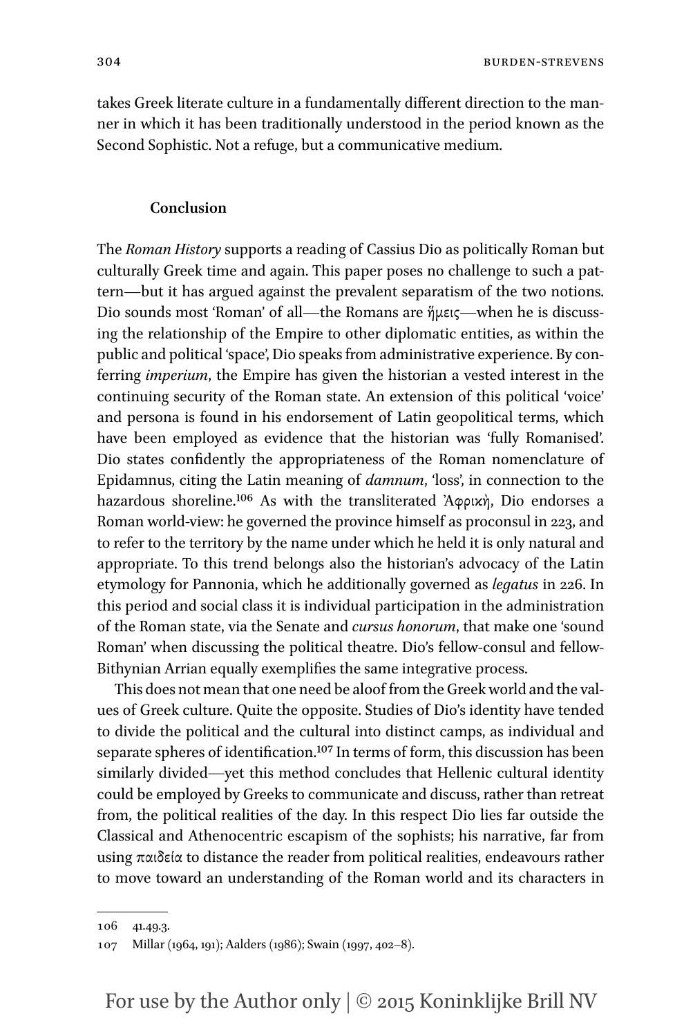takes Greek literate culture in a fundamentally different direction to the manner in which it has been traditionally understood in the period known as the Second Sophistic. Not a refuge, but a communicative medium.

## Conclusion

The *Roman History* supports a reading of Cassius Dio as politically Roman but culturally Greek time and again. This paper poses no challenge to such a pattern—but it has argued against the prevalent separatism of the two notions. Dio sounds most 'Roman' of all—the Romans are ἥμεις—when he is discussing the relationship of the Empire to other diplomatic entities, as within the public and political 'space', Dio speaks from administrative experience. By conferring *imperium*, the Empire has given the historian a vested interest in the continuing security of the Roman state. An extension of this political 'voice' and persona is found in his endorsement of Latin geopolitical terms, which have been employed as evidence that the historian was 'fully Romanised'. Dio states confidently the appropriateness of the Roman nomenclature of Epidamnus, citing the Latin meaning of *damnum*, 'loss', in connection to the hazardous shoreline.[106] As with the transliterated Ἀφρικὴ, Dio endorses a Roman world-view: he governed the province himself as proconsul in 223, and to refer to the territory by the name under which he held it is only natural and appropriate. To this trend belongs also the historian's advocacy of the Latin etymology for Pannonia, which he additionally governed as *legatus* in 226. In this period and social class it is individual participation in the administration of the Roman state, via the Senate and *cursus honorum*, that make one 'sound Roman' when discussing the political theatre. Dio's fellow-consul and fellow-Bithynian Arrian equally exemplifies the same integrative process.

This does not mean that one need be aloof from the Greek world and the values of Greek culture. Quite the opposite. Studies of Dio's identity have tended to divide the political and the cultural into distinct camps, as individual and separate spheres of identification.[107] In terms of form, this discussion has been similarly divided—yet this method concludes that Hellenic cultural identity could be employed by Greeks to communicate and discuss, rather than retreat from, the political realities of the day. In this respect Dio lies far outside the Classical and Athenocentric escapism of the sophists; his narrative, far from using παιδεία to distance the reader from political realities, endeavours rather to move toward an understanding of the Roman world and its characters in

106 41.49.3.

107 Millar (1964, 191); Aalders (1986); Swain (1997, 402–8).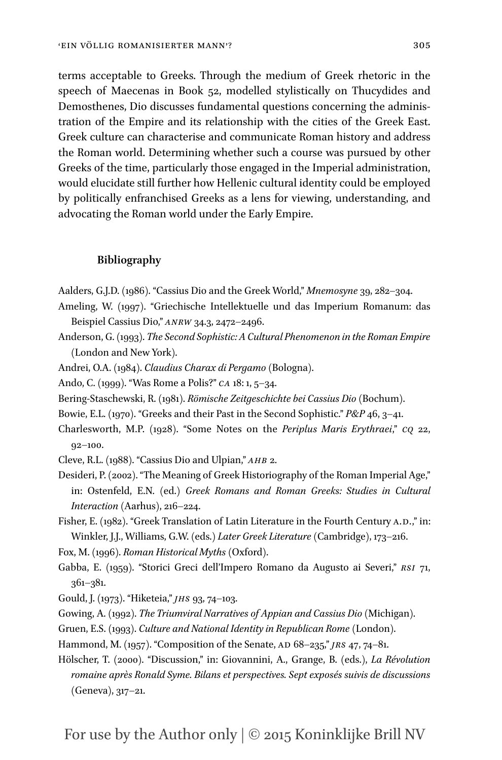terms acceptable to Greeks. Through the medium of Greek rhetoric in the speech of Maecenas in Book 52, modelled stylistically on Thucydides and Demosthenes, Dio discusses fundamental questions concerning the administration of the Empire and its relationship with the cities of the Greek East. Greek culture can characterise and communicate Roman history and address the Roman world. Determining whether such a course was pursued by other Greeks of the time, particularly those engaged in the Imperial administration, would elucidate still further how Hellenic cultural identity could be employed by politically enfranchised Greeks as a lens for viewing, understanding, and advocating the Roman world under the Early Empire.

## Bibliography

Aalders, G.J.D. (1986). "Cassius Dio and the Greek World," *Mnemosyne* 39, 282–304.

Ameling, W. (1997). "Griechische Intellektuelle und das Imperium Romanum: das Beispiel Cassius Dio," *ANRW* 34.3, 2472–2496.

Anderson, G. (1993). *The Second Sophistic: A Cultural Phenomenon in the Roman Empire* (London and New York).

Andrei, O.A. (1984). *Claudius Charax di Pergamo* (Bologna).

Ando, C. (1999). "Was Rome a Polis?" *CA* 18: 1, 5–34.

Bering-Staschewski, R. (1981). *Römische Zeitgeschichte bei Cassius Dio* (Bochum).

Bowie, E.L. (1970). "Greeks and their Past in the Second Sophistic." *P&P* 46, 3–41.

Charlesworth, M.P. (1928). "Some Notes on the *Periplus Maris Erythraei*," *CQ* 22, 92–100.

Cleve, R.L. (1988). "Cassius Dio and Ulpian," *AHB* 2.

Desideri, P. (2002). "The Meaning of Greek Historiography of the Roman Imperial Age," in: Ostenfeld, E.N. (ed.) *Greek Romans and Roman Greeks: Studies in Cultural Interaction* (Aarhus), 216–224.

Fisher, E. (1982). "Greek Translation of Latin Literature in the Fourth Century A.D.," in: Winkler, J.J., Williams, G.W. (eds.) *Later Greek Literature* (Cambridge), 173–216.

Fox, M. (1996). *Roman Historical Myths* (Oxford).

Gabba, E. (1959). "Storici Greci dell'Impero Romano da Augusto ai Severi," *RSI* 71, 361–381.

Gould, J. (1973). "Hiketeia," *JHS* 93, 74–103.

Gowing, A. (1992). *The Triumviral Narratives of Appian and Cassius Dio* (Michigan).

Gruen, E.S. (1993). *Culture and National Identity in Republican Rome* (London).

Hammond, M. (1957). "Composition of the Senate, AD 68–235," *JRS* 47, 74–81.

Hölscher, T. (2000). "Discussion," in: Giovannini, A., Grange, B. (eds.), *La Révolution romaine après Ronald Syme. Bilans et perspectives. Sept exposés suivis de discussions* (Geneva), 317–21.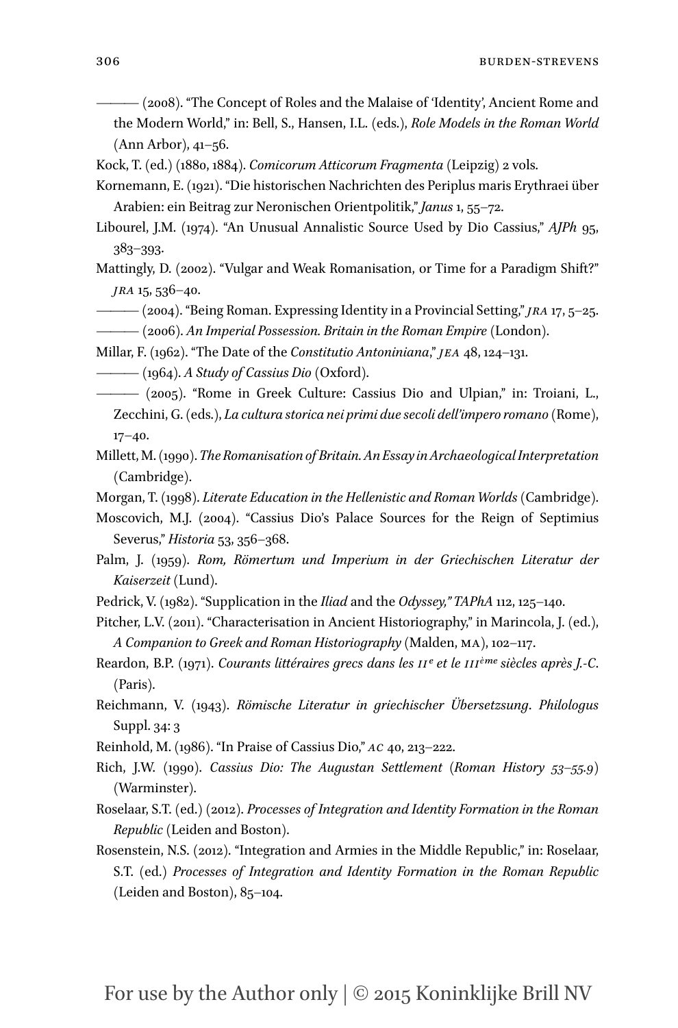——— (2008). "The Concept of Roles and the Malaise of 'Identity', Ancient Rome and the Modern World," in: Bell, S., Hansen, I.L. (eds.), *Role Models in the Roman World* (Ann Arbor), 41–56.

Kock, T. (ed.) (1880, 1884). *Comicorum Atticorum Fragmenta* (Leipzig) 2 vols.

Kornemann, E. (1921). "Die historischen Nachrichten des Periplus maris Erythraei über Arabien: ein Beitrag zur Neronischen Orientpolitik," *Janus* 1, 55–72.

Libourel, J.M. (1974). "An Unusual Annalistic Source Used by Dio Cassius," *AJPh* 95, 383–393.

Mattingly, D. (2002). "Vulgar and Weak Romanisation, or Time for a Paradigm Shift?" *JRA* 15, 536–40.

——— (2004). "Being Roman. Expressing Identity in a Provincial Setting," *JRA* 17, 5–25.

——— (2006). *An Imperial Possession. Britain in the Roman Empire* (London).

Millar, F. (1962). "The Date of the *Constitutio Antoniniana*," *JEA* 48, 124–131.

——— (1964). *A Study of Cassius Dio* (Oxford).

——— (2005). "Rome in Greek Culture: Cassius Dio and Ulpian," in: Troiani, L., Zecchini, G. (eds.), *La cultura storica nei primi due secoli dell'impero romano* (Rome), 17–40.

Millett, M. (1990). *The Romanisation of Britain. An Essay in Archaeological Interpretation* (Cambridge).

Morgan, T. (1998). *Literate Education in the Hellenistic and Roman Worlds* (Cambridge).

Moscovich, M.J. (2004). "Cassius Dio's Palace Sources for the Reign of Septimius Severus," *Historia* 53, 356–368.

Palm, J. (1959). *Rom, Römertum und Imperium in der Griechischen Literatur der Kaiserzeit* (Lund).

Pedrick, V. (1982). "Supplication in the *Iliad* and the *Odyssey,*" *TAPhA* 112, 125–140.

Pitcher, L.V. (2011). "Characterisation in Ancient Historiography," in Marincola, J. (ed.), *A Companion to Greek and Roman Historiography* (Malden, MA), 102–117.

Reardon, B.P. (1971). *Courants littéraires grecs dans les IIe et le IIIème siècles après J.-C.* (Paris).

Reichmann, V. (1943). *Römische Literatur in griechischer Übersetzung*. *Philologus* Suppl. 34: 3

Reinhold, M. (1986). "In Praise of Cassius Dio," *AC* 40, 213–222.

Rich, J.W. (1990). *Cassius Dio: The Augustan Settlement* (*Roman History 53–55.9*) (Warminster).

Roselaar, S.T. (ed.) (2012). *Processes of Integration and Identity Formation in the Roman Republic* (Leiden and Boston).

Rosenstein, N.S. (2012). "Integration and Armies in the Middle Republic," in: Roselaar, S.T. (ed.) *Processes of Integration and Identity Formation in the Roman Republic* (Leiden and Boston), 85–104.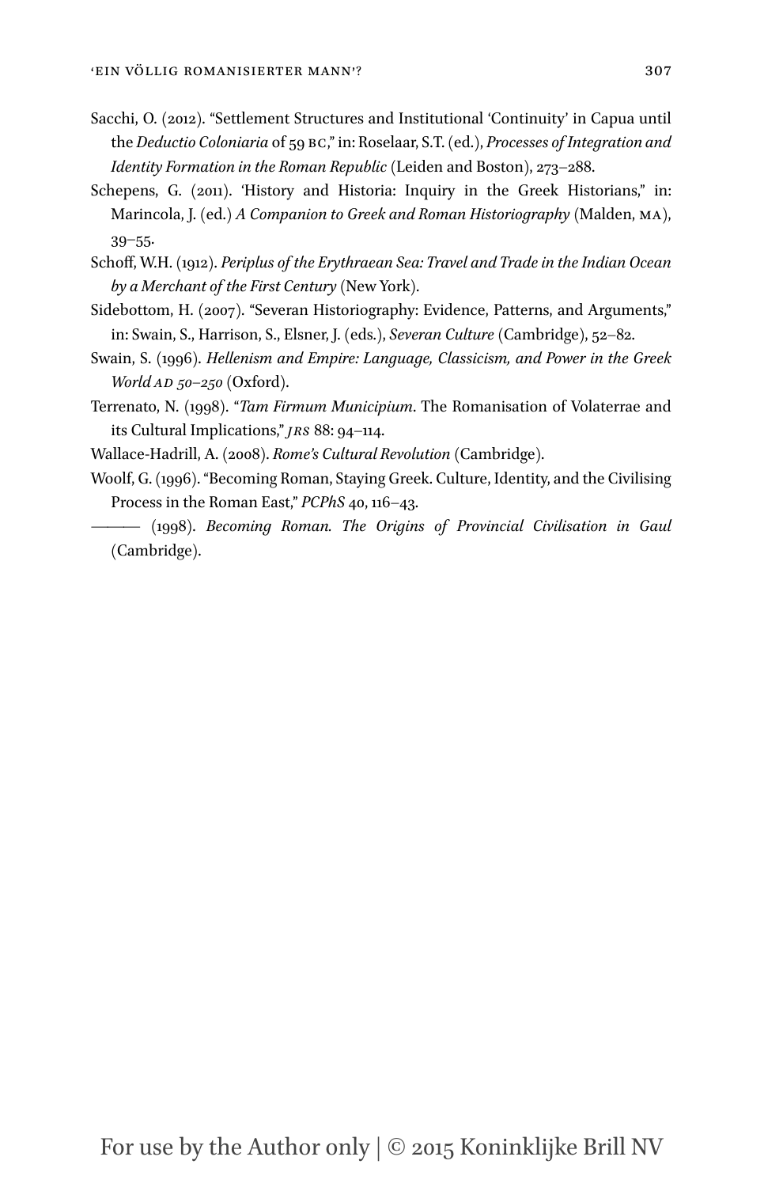Sacchi, O. (2012). "Settlement Structures and Institutional 'Continuity' in Capua until the *Deductio Coloniaria* of 59 BC," in: Roselaar, S.T. (ed.), *Processes of Integration and Identity Formation in the Roman Republic* (Leiden and Boston), 273–288.

Schepens, G. (2011). 'History and Historia: Inquiry in the Greek Historians," in: Marincola, J. (ed.) *A Companion to Greek and Roman Historiography* (Malden, MA), 39–55.

Schoff, W.H. (1912). *Periplus of the Erythraean Sea: Travel and Trade in the Indian Ocean by a Merchant of the First Century* (New York).

Sidebottom, H. (2007). "Severan Historiography: Evidence, Patterns, and Arguments," in: Swain, S., Harrison, S., Elsner, J. (eds.), *Severan Culture* (Cambridge), 52–82.

Swain, S. (1996). *Hellenism and Empire: Language, Classicism, and Power in the Greek World AD 50–250* (Oxford).

Terrenato, N. (1998). "*Tam Firmum Municipium*. The Romanisation of Volaterrae and its Cultural Implications," *JRS* 88: 94–114.

Wallace-Hadrill, A. (2008). *Rome's Cultural Revolution* (Cambridge).

Woolf, G. (1996). "Becoming Roman, Staying Greek. Culture, Identity, and the Civilising Process in the Roman East," *PCPhS* 40, 116–43.

——— (1998). *Becoming Roman. The Origins of Provincial Civilisation in Gaul* (Cambridge).